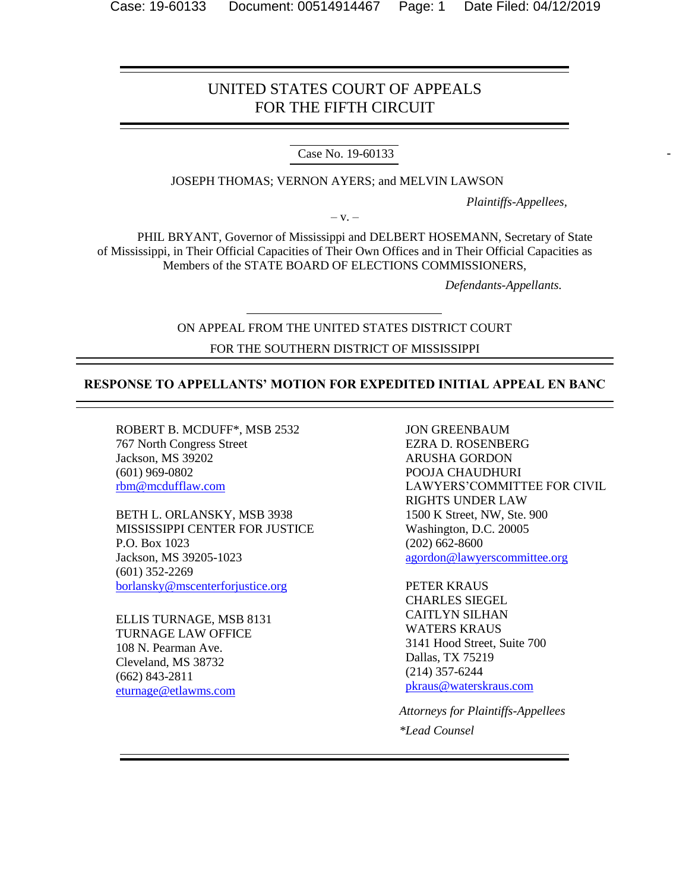# UNITED STATES COURT OF APPEALS FOR THE FIFTH CIRCUIT

Case No. 19-60133

JOSEPH THOMAS; VERNON AYERS; and MELVIN LAWSON

*Plaintiffs-Appellees,*

– v. –

PHIL BRYANT, Governor of Mississippi and DELBERT HOSEMANN, Secretary of State of Mississippi, in Their Official Capacities of Their Own Offices and in Their Official Capacities as Members of the STATE BOARD OF ELECTIONS COMMISSIONERS,

*Defendants-Appellants.*

ON APPEAL FROM THE UNITED STATES DISTRICT COURT

FOR THE SOUTHERN DISTRICT OF MISSISSIPPI

## RESPONSE TO APPELLANTS' MOTION FOR EXPEDITED INITIAL APPEAL EN BANC

ROBERT B. MCDUFF*, MSB 2532
767 North Congress Street
Jackson, MS 39202
(601) 969-0802
rbm@mcdufflaw.com

BETH L. ORLANSKY, MSB 3938
MISSISSIPPI CENTER FOR JUSTICE
P.O. Box 1023
Jackson, MS 39205-1023
(601) 352-2269
borlansky@mscenterforjustice.org

ELLIS TURNAGE, MSB 8131
TURNAGE LAW OFFICE
108 N. Pearman Ave.
Cleveland, MS 38732
(662) 843-2811
eturnage@etlawms.com

JON GREENBAUM
EZRA D. ROSENBERG
ARUSHA GORDON
POOJA CHAUDHURI
LAWYERS'COMMITTEE FOR CIVIL RIGHTS UNDER LAW
1500 K Street, NW, Ste. 900
Washington, D.C. 20005
(202) 662-8600
agordon@lawyerscommittee.org

PETER KRAUS
CHARLES SIEGEL
CAITLYN SILHAN
WATERS KRAUS
3141 Hood Street, Suite 700
Dallas, TX 75219
(214) 357-6244
pkraus@waterskraus.com

*Attorneys for Plaintiffs-Appellees*

**Lead Counsel*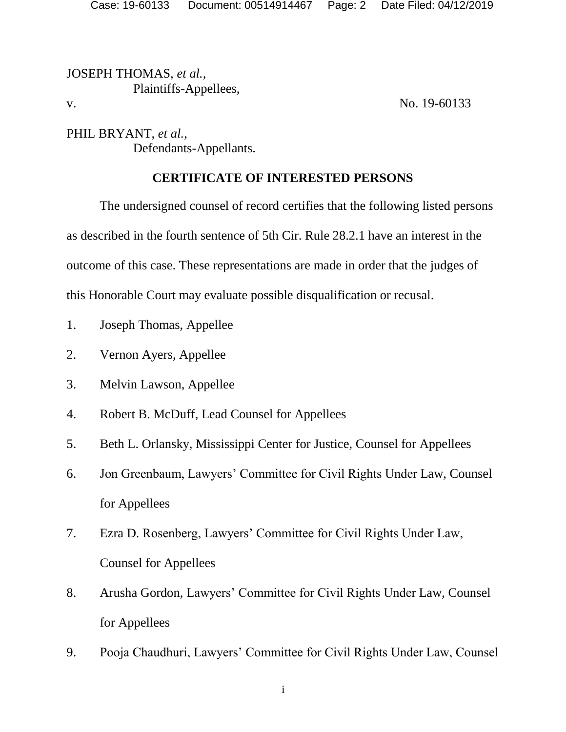JOSEPH THOMAS, *et al.*,
Plaintiffs-Appellees,

v. No. 19-60133

PHIL BRYANT, *et al.*,
Defendants-Appellants.

## CERTIFICATE OF INTERESTED PERSONS

The undersigned counsel of record certifies that the following listed persons as described in the fourth sentence of 5th Cir. Rule 28.2.1 have an interest in the outcome of this case. These representations are made in order that the judges of this Honorable Court may evaluate possible disqualification or recusal.

1. Joseph Thomas, Appellee
2. Vernon Ayers, Appellee
3. Melvin Lawson, Appellee
4. Robert B. McDuff, Lead Counsel for Appellees
5. Beth L. Orlansky, Mississippi Center for Justice, Counsel for Appellees
6. Jon Greenbaum, Lawyers' Committee for Civil Rights Under Law, Counsel for Appellees
7. Ezra D. Rosenberg, Lawyers' Committee for Civil Rights Under Law, Counsel for Appellees
8. Arusha Gordon, Lawyers' Committee for Civil Rights Under Law, Counsel for Appellees
9. Pooja Chaudhuri, Lawyers' Committee for Civil Rights Under Law, Counsel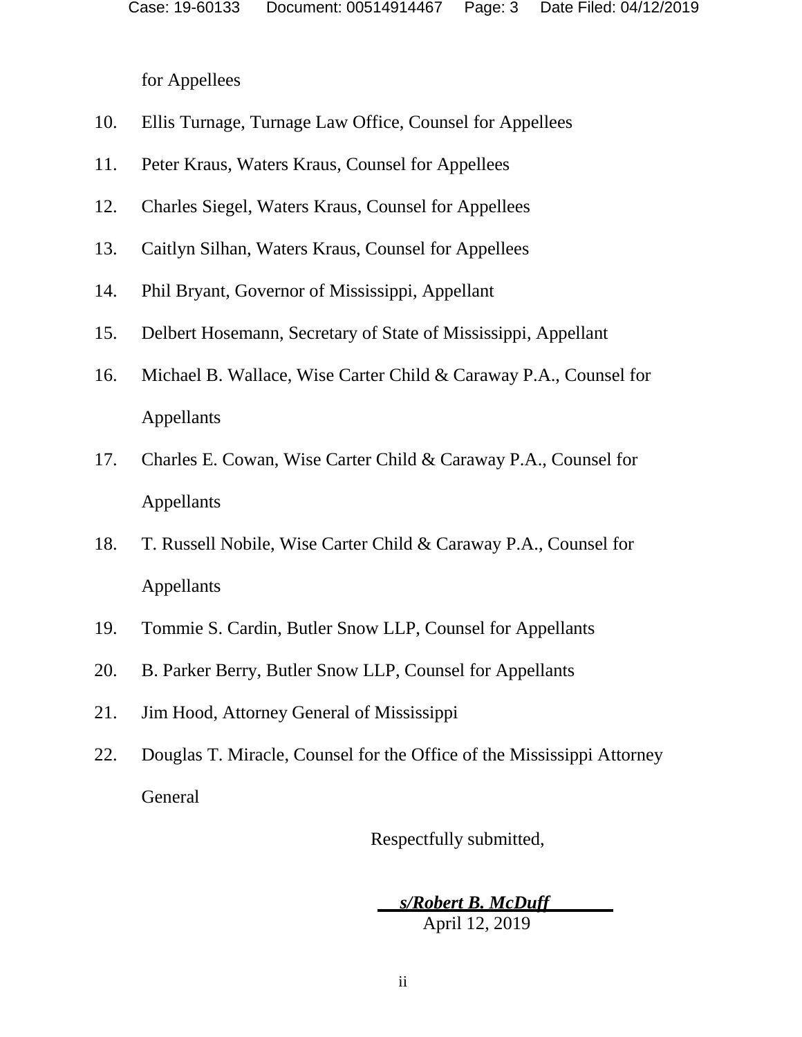for Appellees

10. Ellis Turnage, Turnage Law Office, Counsel for Appellees

11. Peter Kraus, Waters Kraus, Counsel for Appellees

12. Charles Siegel, Waters Kraus, Counsel for Appellees

13. Caitlyn Silhan, Waters Kraus, Counsel for Appellees

14. Phil Bryant, Governor of Mississippi, Appellant

15. Delbert Hosemann, Secretary of State of Mississippi, Appellant

16. Michael B. Wallace, Wise Carter Child & Caraway P.A., Counsel for Appellants

17. Charles E. Cowan, Wise Carter Child & Caraway P.A., Counsel for Appellants

18. T. Russell Nobile, Wise Carter Child & Caraway P.A., Counsel for Appellants

19. Tommie S. Cardin, Butler Snow LLP, Counsel for Appellants

20. B. Parker Berry, Butler Snow LLP, Counsel for Appellants

21. Jim Hood, Attorney General of Mississippi

22. Douglas T. Miracle, Counsel for the Office of the Mississippi Attorney General

Respectfully submitted,

***s/Robert B. McDuff***
April 12, 2019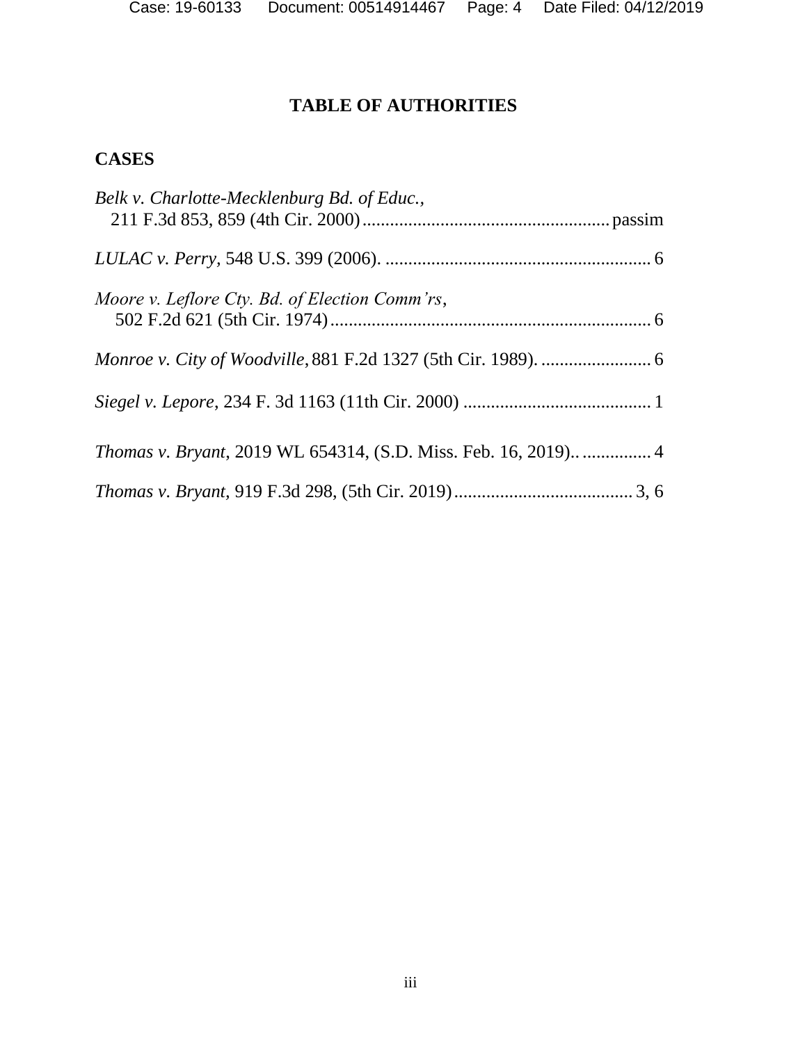# TABLE OF AUTHORITIES

## CASES

*Belk v. Charlotte-Mecklenburg Bd. of Educ.*, 211 F.3d 853, 859 (4th Cir. 2000) ...................................................... passim

*LULAC v. Perry*, 548 U.S. 399 (2006). .......................................................... 6

*Moore v. Leflore Cty. Bd. of Election Comm'rs*, 502 F.2d 621 (5th Cir. 1974) ...................................................................... 6

*Monroe v. City of Woodville*, 881 F.2d 1327 (5th Cir. 1989). ........................ 6

*Siegel v. Lepore*, 234 F. 3d 1163 (11th Cir. 2000) ......................................... 1

*Thomas v. Bryant*, 2019 WL 654314, (S.D. Miss. Feb. 16, 2019).. ............... 4

*Thomas v. Bryant*, 919 F.3d 298, (5th Cir. 2019) ....................................... 3, 6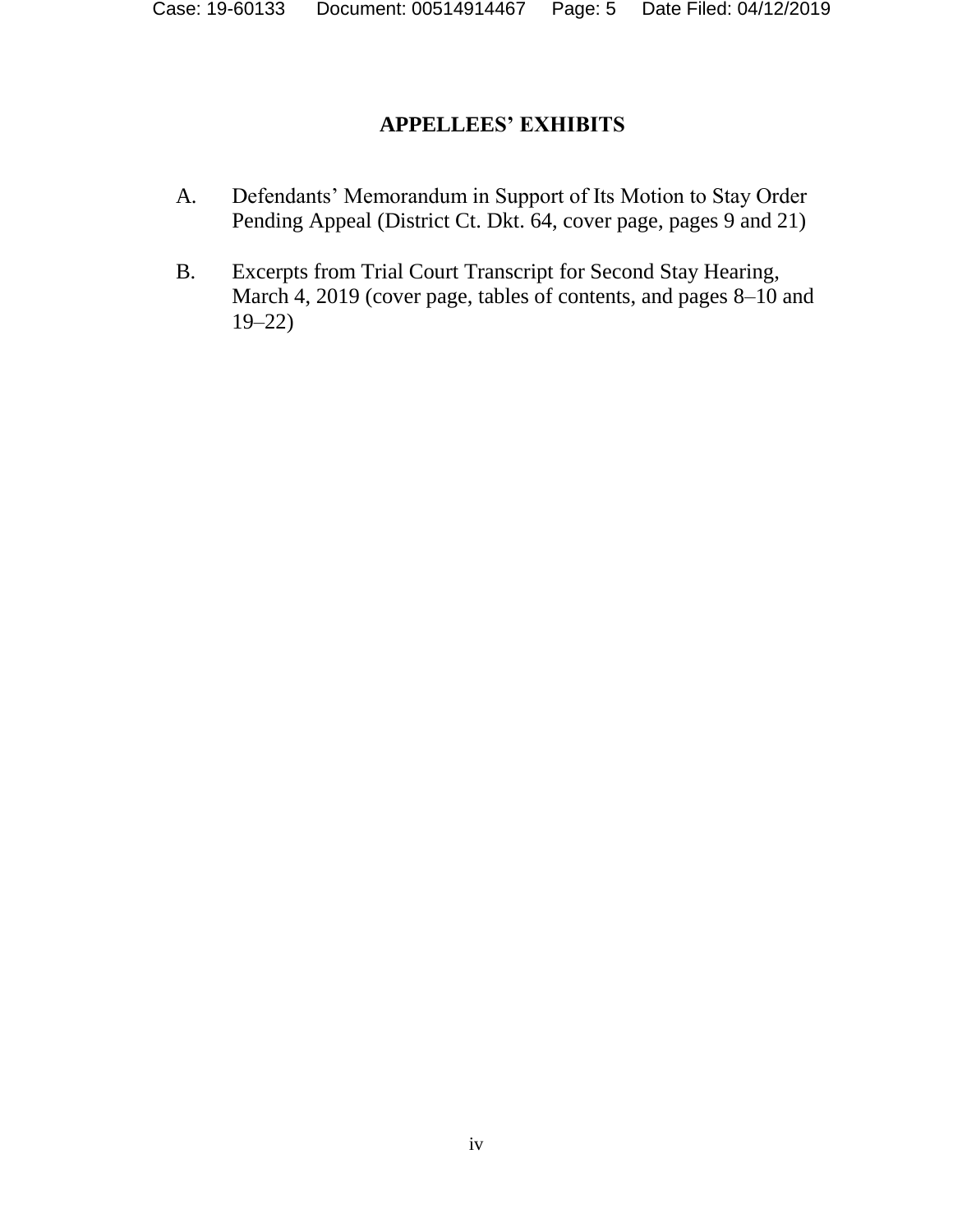# APPELLEES' EXHIBITS

A. Defendants' Memorandum in Support of Its Motion to Stay Order Pending Appeal (District Ct. Dkt. 64, cover page, pages 9 and 21)

B. Excerpts from Trial Court Transcript for Second Stay Hearing, March 4, 2019 (cover page, tables of contents, and pages 8–10 and 19–22)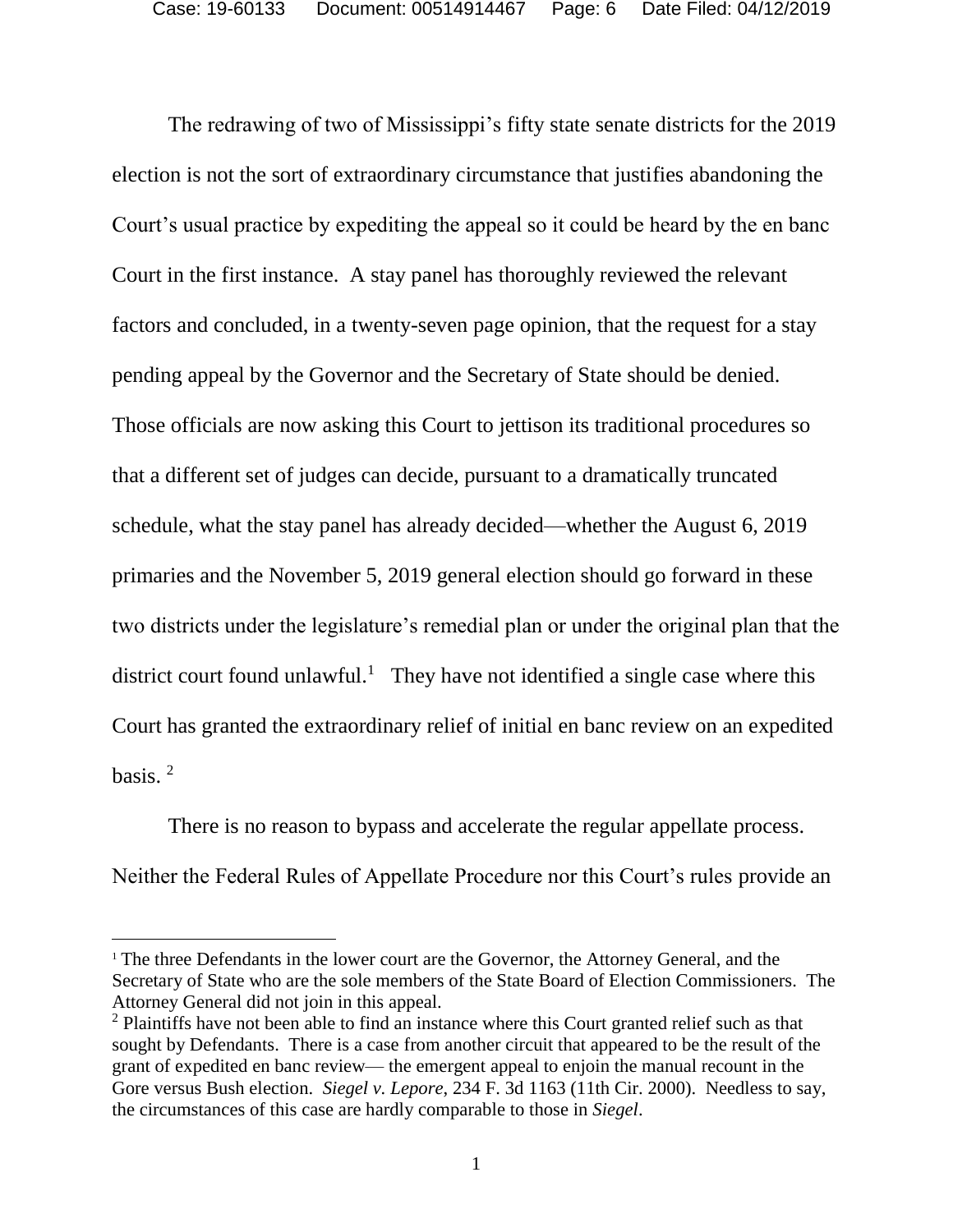The redrawing of two of Mississippi's fifty state senate districts for the 2019 election is not the sort of extraordinary circumstance that justifies abandoning the Court's usual practice by expediting the appeal so it could be heard by the en banc Court in the first instance. A stay panel has thoroughly reviewed the relevant factors and concluded, in a twenty-seven page opinion, that the request for a stay pending appeal by the Governor and the Secretary of State should be denied. Those officials are now asking this Court to jettison its traditional procedures so that a different set of judges can decide, pursuant to a dramatically truncated schedule, what the stay panel has already decided—whether the August 6, 2019 primaries and the November 5, 2019 general election should go forward in these two districts under the legislature's remedial plan or under the original plan that the district court found unlawful.[1] They have not identified a single case where this Court has granted the extraordinary relief of initial en banc review on an expedited basis.[2]

There is no reason to bypass and accelerate the regular appellate process. Neither the Federal Rules of Appellate Procedure nor this Court's rules provide an

---

[1] The three Defendants in the lower court are the Governor, the Attorney General, and the Secretary of State who are the sole members of the State Board of Election Commissioners. The Attorney General did not join in this appeal.

[2] Plaintiffs have not been able to find an instance where this Court granted relief such as that sought by Defendants. There is a case from another circuit that appeared to be the result of the grant of expedited en banc review— the emergent appeal to enjoin the manual recount in the Gore versus Bush election. *Siegel v. Lepore*, 234 F. 3d 1163 (11th Cir. 2000). Needless to say, the circumstances of this case are hardly comparable to those in *Siegel*.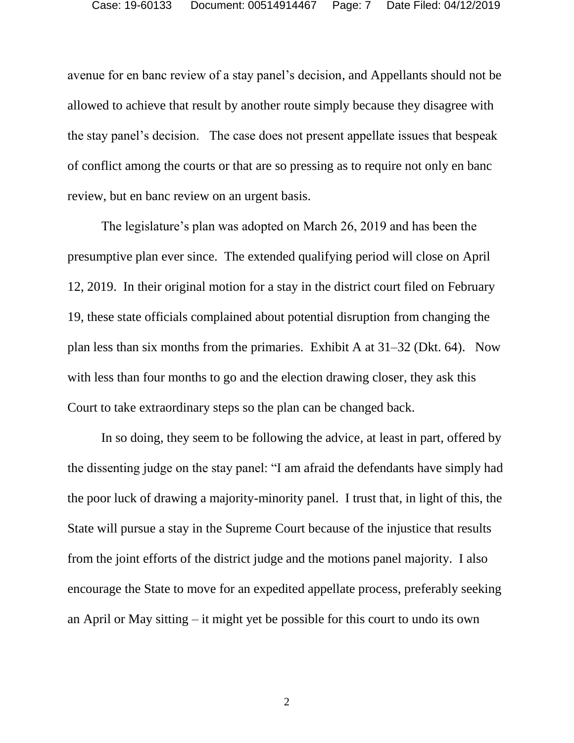avenue for en banc review of a stay panel's decision, and Appellants should not be allowed to achieve that result by another route simply because they disagree with the stay panel's decision. The case does not present appellate issues that bespeak of conflict among the courts or that are so pressing as to require not only en banc review, but en banc review on an urgent basis.

The legislature's plan was adopted on March 26, 2019 and has been the presumptive plan ever since. The extended qualifying period will close on April 12, 2019. In their original motion for a stay in the district court filed on February 19, these state officials complained about potential disruption from changing the plan less than six months from the primaries. Exhibit A at 31–32 (Dkt. 64). Now with less than four months to go and the election drawing closer, they ask this Court to take extraordinary steps so the plan can be changed back.

In so doing, they seem to be following the advice, at least in part, offered by the dissenting judge on the stay panel: "I am afraid the defendants have simply had the poor luck of drawing a majority-minority panel. I trust that, in light of this, the State will pursue a stay in the Supreme Court because of the injustice that results from the joint efforts of the district judge and the motions panel majority. I also encourage the State to move for an expedited appellate process, preferably seeking an April or May sitting – it might yet be possible for this court to undo its own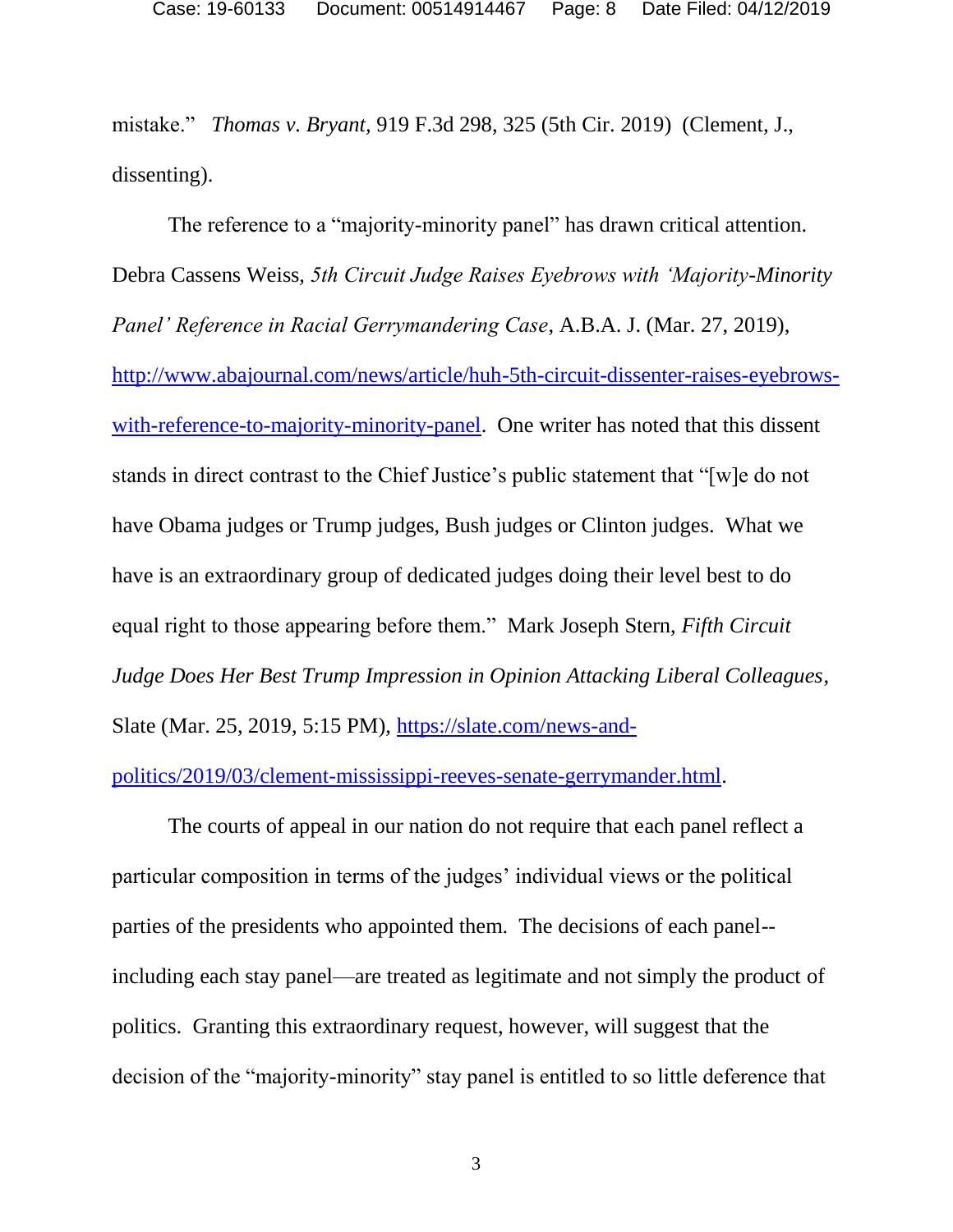mistake." *Thomas v. Bryant*, 919 F.3d 298, 325 (5th Cir. 2019) (Clement, J., dissenting).

The reference to a "majority-minority panel" has drawn critical attention. Debra Cassens Weiss, *5th Circuit Judge Raises Eyebrows with 'Majority-Minority Panel' Reference in Racial Gerrymandering Case*, A.B.A. J. (Mar. 27, 2019), http://www.abajournal.com/news/article/huh-5th-circuit-dissenter-raises-eyebrows-with-reference-to-majority-minority-panel. One writer has noted that this dissent stands in direct contrast to the Chief Justice's public statement that "[w]e do not have Obama judges or Trump judges, Bush judges or Clinton judges. What we have is an extraordinary group of dedicated judges doing their level best to do equal right to those appearing before them." Mark Joseph Stern, *Fifth Circuit Judge Does Her Best Trump Impression in Opinion Attacking Liberal Colleagues*, Slate (Mar. 25, 2019, 5:15 PM), https://slate.com/news-and-politics/2019/03/clement-mississippi-reeves-senate-gerrymander.html.

The courts of appeal in our nation do not require that each panel reflect a particular composition in terms of the judges' individual views or the political parties of the presidents who appointed them. The decisions of each panel--including each stay panel—are treated as legitimate and not simply the product of politics. Granting this extraordinary request, however, will suggest that the decision of the "majority-minority" stay panel is entitled to so little deference that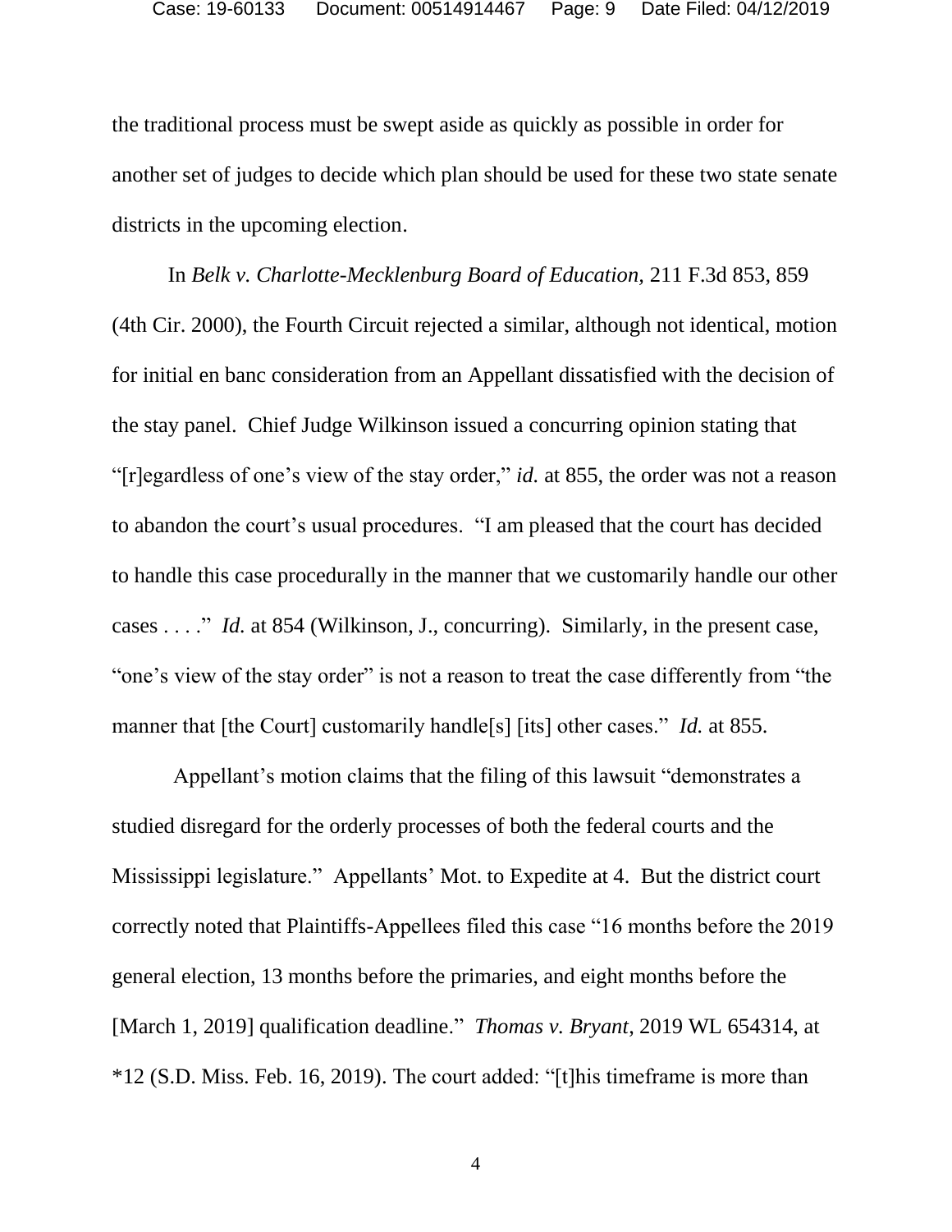the traditional process must be swept aside as quickly as possible in order for another set of judges to decide which plan should be used for these two state senate districts in the upcoming election.

In *Belk v. Charlotte-Mecklenburg Board of Education*, 211 F.3d 853, 859 (4th Cir. 2000), the Fourth Circuit rejected a similar, although not identical, motion for initial en banc consideration from an Appellant dissatisfied with the decision of the stay panel. Chief Judge Wilkinson issued a concurring opinion stating that "[r]egardless of one's view of the stay order," *id.* at 855, the order was not a reason to abandon the court's usual procedures. "I am pleased that the court has decided to handle this case procedurally in the manner that we customarily handle our other cases . . . ." *Id.* at 854 (Wilkinson, J., concurring). Similarly, in the present case, "one's view of the stay order" is not a reason to treat the case differently from "the manner that [the Court] customarily handle[s] [its] other cases." *Id.* at 855.

Appellant's motion claims that the filing of this lawsuit "demonstrates a studied disregard for the orderly processes of both the federal courts and the Mississippi legislature." Appellants' Mot. to Expedite at 4. But the district court correctly noted that Plaintiffs-Appellees filed this case "16 months before the 2019 general election, 13 months before the primaries, and eight months before the [March 1, 2019] qualification deadline." *Thomas v. Bryant*, 2019 WL 654314, at *12 (S.D. Miss. Feb. 16, 2019). The court added: "[t]his timeframe is more than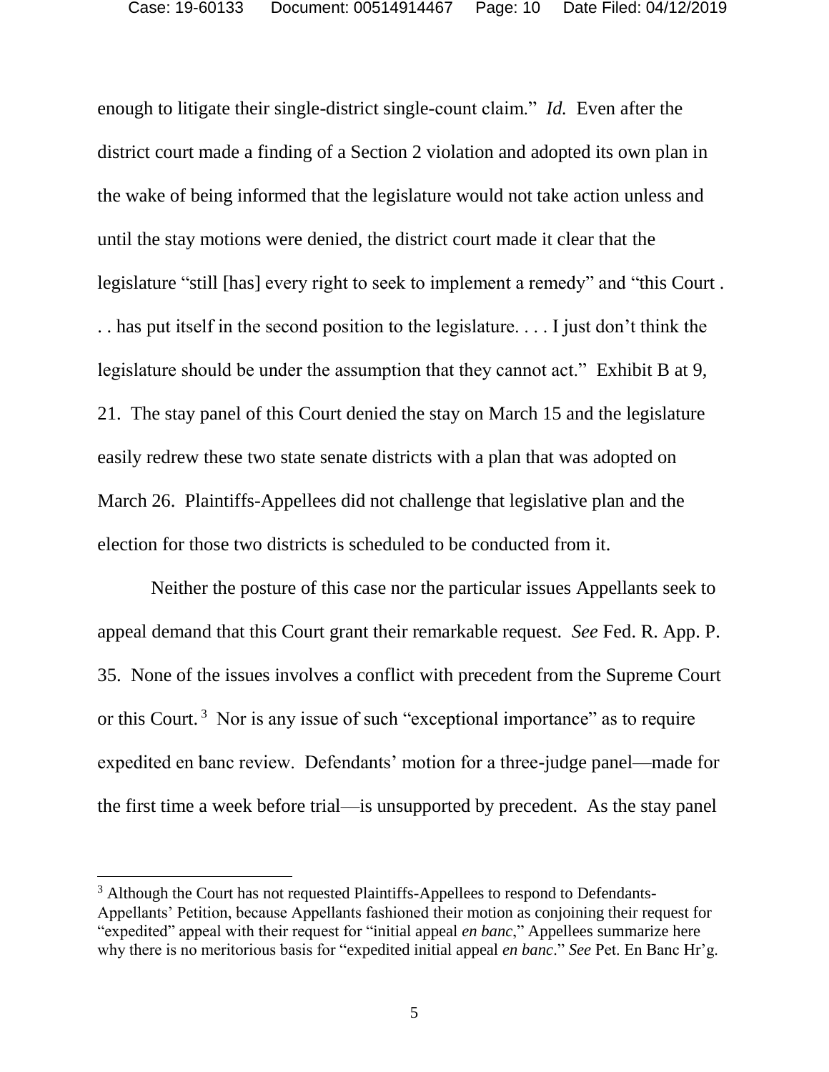enough to litigate their single-district single-count claim." *Id.* Even after the district court made a finding of a Section 2 violation and adopted its own plan in the wake of being informed that the legislature would not take action unless and until the stay motions were denied, the district court made it clear that the legislature "still [has] every right to seek to implement a remedy" and "this Court . . . has put itself in the second position to the legislature. . . . I just don't think the legislature should be under the assumption that they cannot act." Exhibit B at 9, 21. The stay panel of this Court denied the stay on March 15 and the legislature easily redrew these two state senate districts with a plan that was adopted on March 26. Plaintiffs-Appellees did not challenge that legislative plan and the election for those two districts is scheduled to be conducted from it.

Neither the posture of this case nor the particular issues Appellants seek to appeal demand that this Court grant their remarkable request. *See* Fed. R. App. P. 35. None of the issues involves a conflict with precedent from the Supreme Court or this Court.[3] Nor is any issue of such "exceptional importance" as to require expedited en banc review. Defendants' motion for a three-judge panel—made for the first time a week before trial—is unsupported by precedent. As the stay panel

[3] Although the Court has not requested Plaintiffs-Appellees to respond to Defendants-Appellants' Petition, because Appellants fashioned their motion as conjoining their request for "expedited" appeal with their request for "initial appeal *en banc*," Appellees summarize here why there is no meritorious basis for "expedited initial appeal *en banc*." *See* Pet. En Banc Hr'g.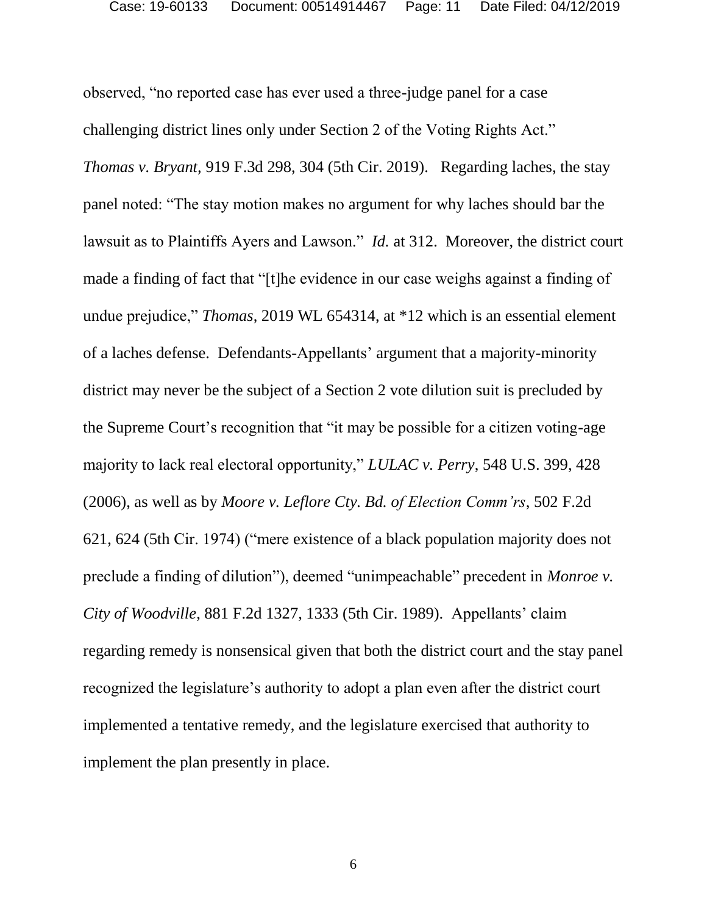observed, "no reported case has ever used a three-judge panel for a case challenging district lines only under Section 2 of the Voting Rights Act." *Thomas v. Bryant*, 919 F.3d 298, 304 (5th Cir. 2019). Regarding laches, the stay panel noted: "The stay motion makes no argument for why laches should bar the lawsuit as to Plaintiffs Ayers and Lawson." *Id.* at 312. Moreover, the district court made a finding of fact that "[t]he evidence in our case weighs against a finding of undue prejudice," *Thomas*, 2019 WL 654314, at *12 which is an essential element of a laches defense. Defendants-Appellants' argument that a majority-minority district may never be the subject of a Section 2 vote dilution suit is precluded by the Supreme Court's recognition that "it may be possible for a citizen voting-age majority to lack real electoral opportunity," *LULAC v. Perry*, 548 U.S. 399, 428 (2006), as well as by *Moore v. Leflore Cty. Bd. of Election Comm'rs*, 502 F.2d 621, 624 (5th Cir. 1974) ("mere existence of a black population majority does not preclude a finding of dilution"), deemed "unimpeachable" precedent in *Monroe v. City of Woodville*, 881 F.2d 1327, 1333 (5th Cir. 1989). Appellants' claim regarding remedy is nonsensical given that both the district court and the stay panel recognized the legislature's authority to adopt a plan even after the district court implemented a tentative remedy, and the legislature exercised that authority to implement the plan presently in place.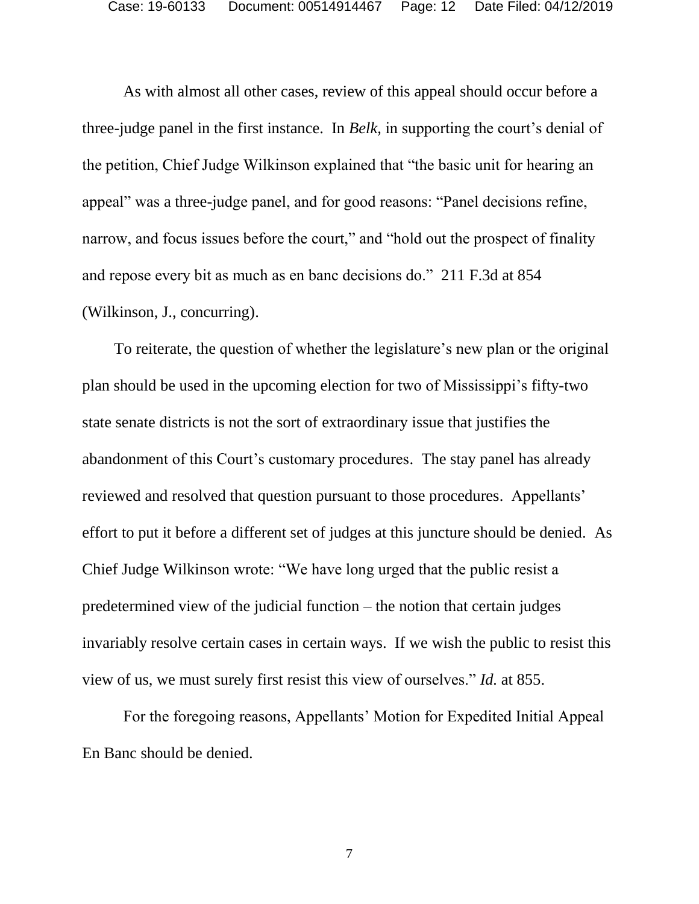As with almost all other cases, review of this appeal should occur before a three-judge panel in the first instance. In *Belk,* in supporting the court's denial of the petition, Chief Judge Wilkinson explained that "the basic unit for hearing an appeal" was a three-judge panel, and for good reasons: "Panel decisions refine, narrow, and focus issues before the court," and "hold out the prospect of finality and repose every bit as much as en banc decisions do." 211 F.3d at 854 (Wilkinson, J., concurring).

To reiterate, the question of whether the legislature's new plan or the original plan should be used in the upcoming election for two of Mississippi's fifty-two state senate districts is not the sort of extraordinary issue that justifies the abandonment of this Court's customary procedures. The stay panel has already reviewed and resolved that question pursuant to those procedures. Appellants' effort to put it before a different set of judges at this juncture should be denied. As Chief Judge Wilkinson wrote: "We have long urged that the public resist a predetermined view of the judicial function – the notion that certain judges invariably resolve certain cases in certain ways. If we wish the public to resist this view of us, we must surely first resist this view of ourselves." *Id.* at 855.

For the foregoing reasons, Appellants' Motion for Expedited Initial Appeal En Banc should be denied.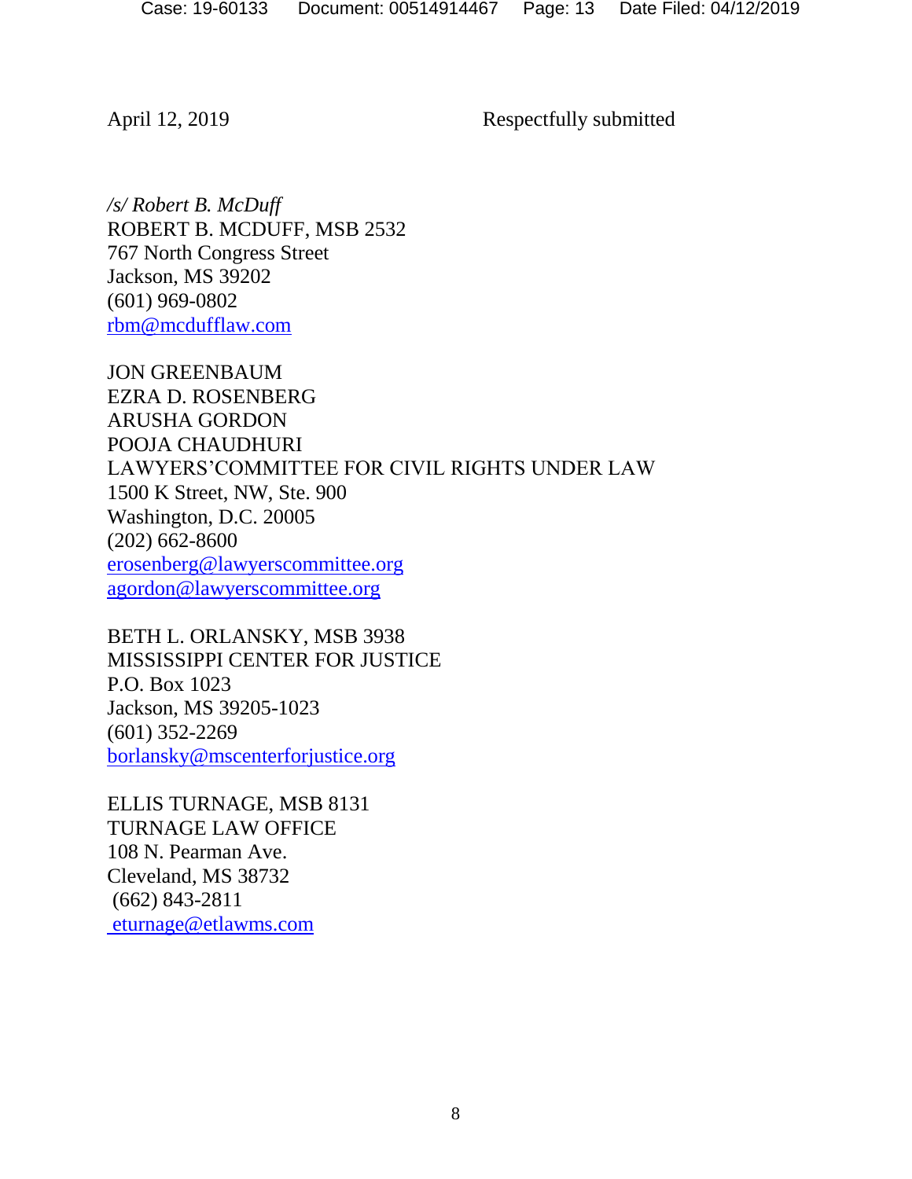April 12, 2019 Respectfully submitted

*/s/ Robert B. McDuff*  
ROBERT B. MCDUFF, MSB 2532  
767 North Congress Street  
Jackson, MS 39202  
(601) 969-0802  
rbm@mcdufflaw.com

JON GREENBAUM  
EZRA D. ROSENBERG  
ARUSHA GORDON  
POOJA CHAUDHURI  
LAWYERS'COMMITTEE FOR CIVIL RIGHTS UNDER LAW  
1500 K Street, NW, Ste. 900  
Washington, D.C. 20005  
(202) 662-8600  
erosenberg@lawyerscommittee.org  
agordon@lawyerscommittee.org

BETH L. ORLANSKY, MSB 3938  
MISSISSIPPI CENTER FOR JUSTICE  
P.O. Box 1023  
Jackson, MS 39205-1023  
(601) 352-2269  
borlansky@mscenterforjustice.org

ELLIS TURNAGE, MSB 8131  
TURNAGE LAW OFFICE  
108 N. Pearman Ave.  
Cleveland, MS 38732  
(662) 843-2811  
eturnage@etlawms.com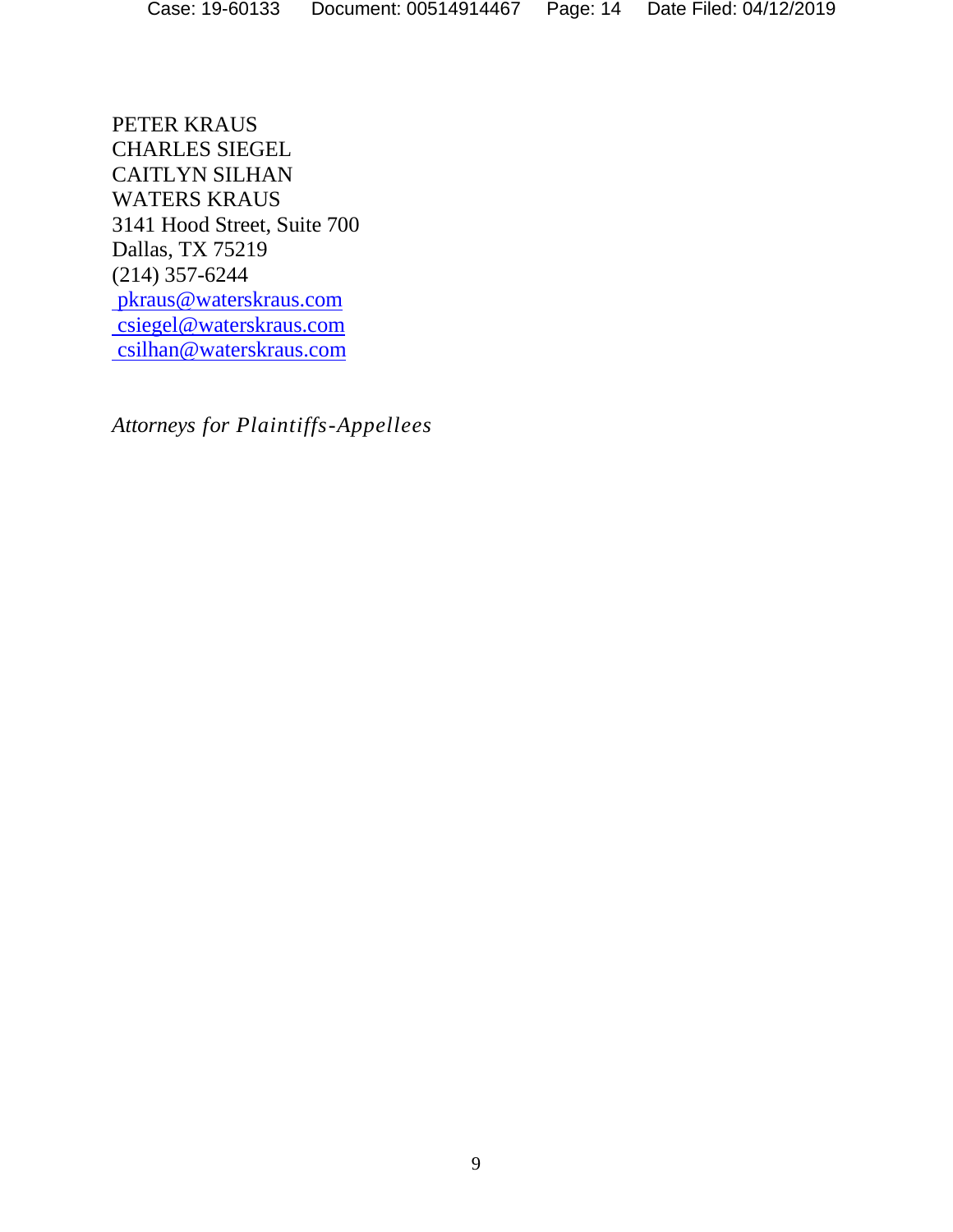PETER KRAUS
CHARLES SIEGEL
CAITLYN SILHAN
WATERS KRAUS
3141 Hood Street, Suite 700
Dallas, TX 75219
(214) 357-6244
pkraus@waterskraus.com
csiegel@waterskraus.com
csilhan@waterskraus.com

*Attorneys for Plaintiffs-Appellees*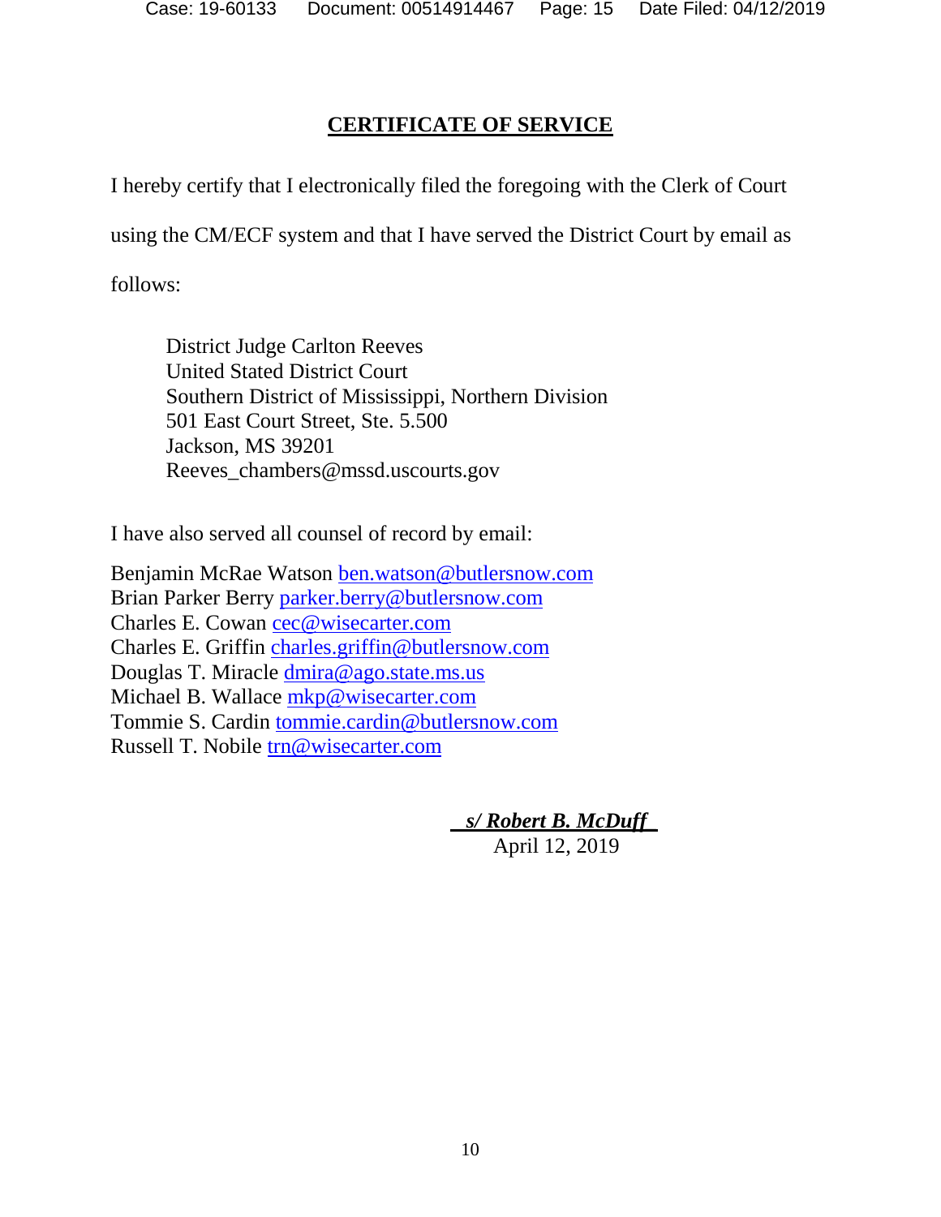## CERTIFICATE OF SERVICE

I hereby certify that I electronically filed the foregoing with the Clerk of Court using the CM/ECF system and that I have served the District Court by email as follows:

> District Judge Carlton Reeves
> United Stated District Court
> Southern District of Mississippi, Northern Division
> 501 East Court Street, Ste. 5.500
> Jackson, MS 39201
> Reeves_chambers@mssd.uscourts.gov

I have also served all counsel of record by email:

Benjamin McRae Watson ben.watson@butlersnow.com
Brian Parker Berry parker.berry@butlersnow.com
Charles E. Cowan cec@wisecarter.com
Charles E. Griffin charles.griffin@butlersnow.com
Douglas T. Miracle dmira@ago.state.ms.us
Michael B. Wallace mkp@wisecarter.com
Tommie S. Cardin tommie.cardin@butlersnow.com
Russell T. Nobile trn@wisecarter.com

***s/ Robert B. McDuff***
April 12, 2019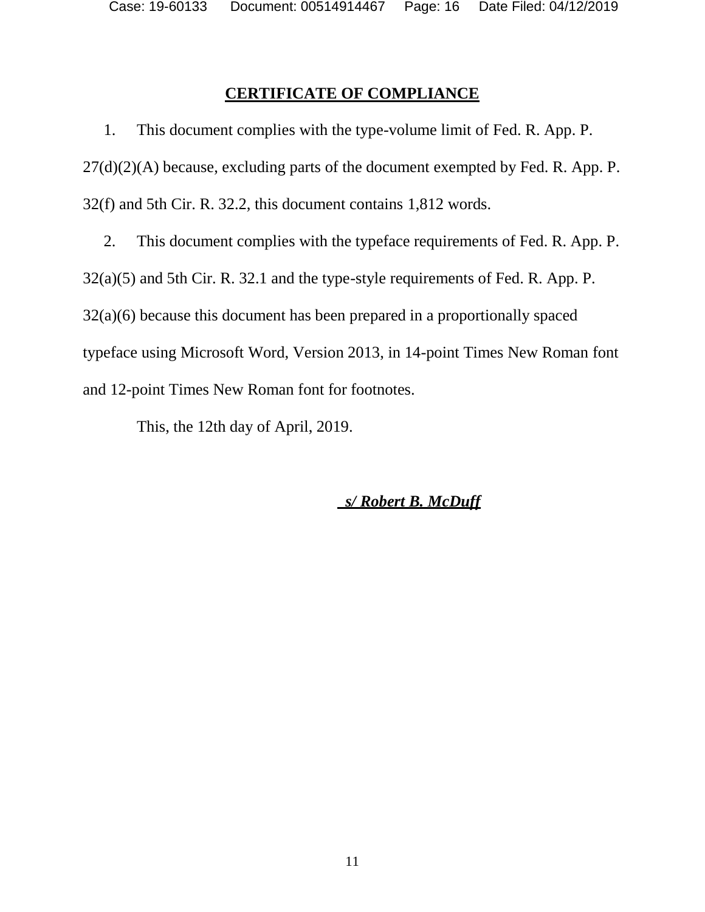## CERTIFICATE OF COMPLIANCE

1. This document complies with the type-volume limit of Fed. R. App. P. 27(d)(2)(A) because, excluding parts of the document exempted by Fed. R. App. P. 32(f) and 5th Cir. R. 32.2, this document contains 1,812 words.

2. This document complies with the typeface requirements of Fed. R. App. P. 32(a)(5) and 5th Cir. R. 32.1 and the type-style requirements of Fed. R. App. P. 32(a)(6) because this document has been prepared in a proportionally spaced typeface using Microsoft Word, Version 2013, in 14-point Times New Roman font and 12-point Times New Roman font for footnotes.

This, the 12th day of April, 2019.

***s/ Robert B. McDuff***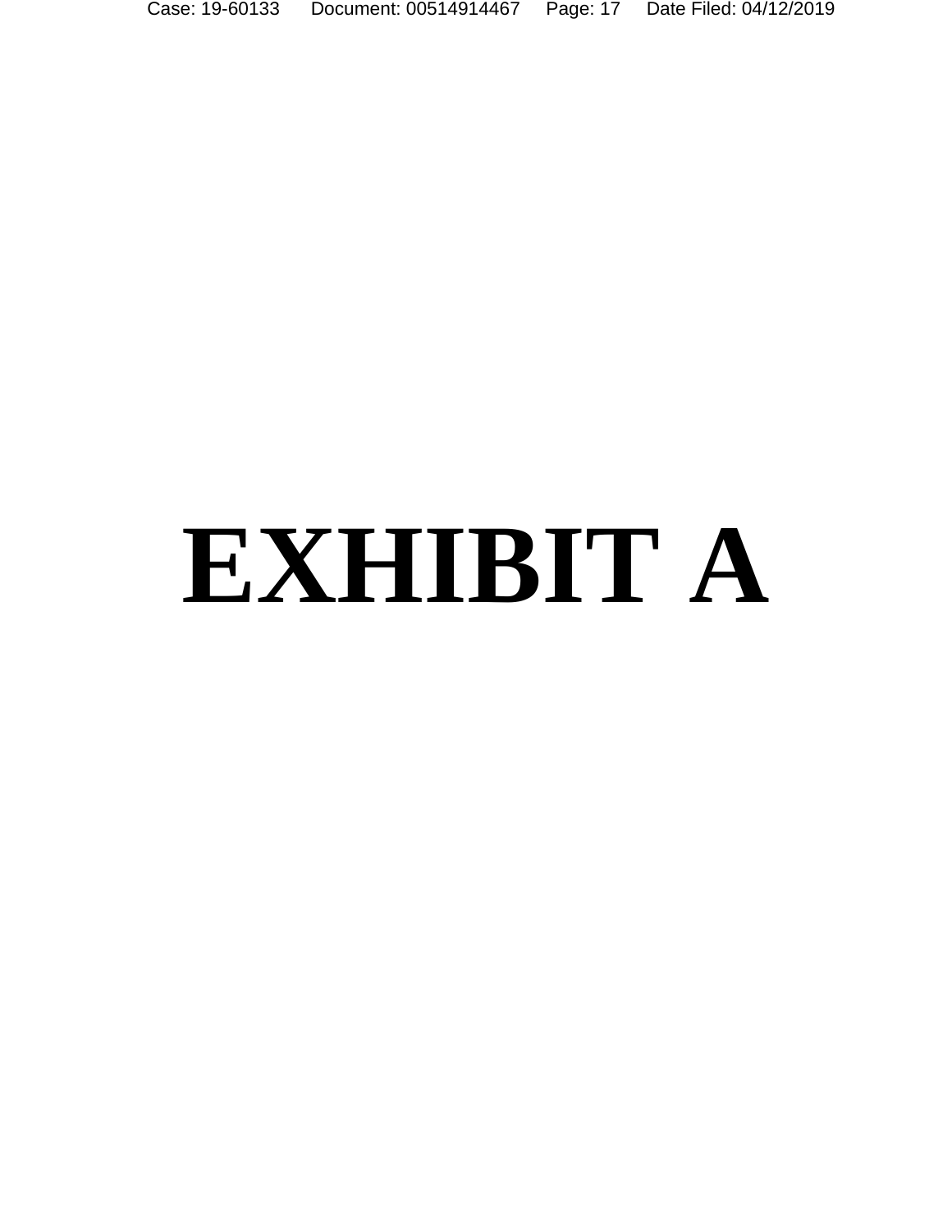# EXHIBIT A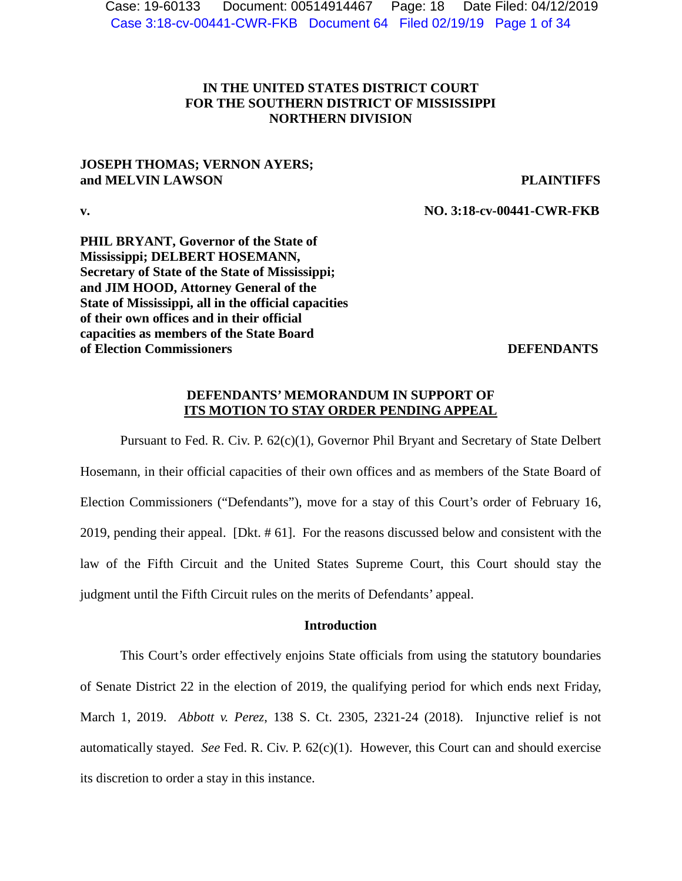# IN THE UNITED STATES DISTRICT COURT FOR THE SOUTHERN DISTRICT OF MISSISSIPPI NORTHERN DIVISION

**JOSEPH THOMAS; VERNON AYERS; and MELVIN LAWSON** — **PLAINTIFFS**

**v.** — **NO. 3:18-cv-00441-CWR-FKB**

**PHIL BRYANT, Governor of the State of Mississippi; DELBERT HOSEMANN, Secretary of State of the State of Mississippi; and JIM HOOD, Attorney General of the State of Mississippi, all in the official capacities of their own offices and in their official capacities as members of the State Board of Election Commissioners** — **DEFENDANTS**

## DEFENDANTS' MEMORANDUM IN SUPPORT OF ITS MOTION TO STAY ORDER PENDING APPEAL

Pursuant to Fed. R. Civ. P. 62(c)(1), Governor Phil Bryant and Secretary of State Delbert Hosemann, in their official capacities of their own offices and as members of the State Board of Election Commissioners ("Defendants"), move for a stay of this Court's order of February 16, 2019, pending their appeal. [Dkt. # 61]. For the reasons discussed below and consistent with the law of the Fifth Circuit and the United States Supreme Court, this Court should stay the judgment until the Fifth Circuit rules on the merits of Defendants' appeal.

### Introduction

This Court's order effectively enjoins State officials from using the statutory boundaries of Senate District 22 in the election of 2019, the qualifying period for which ends next Friday, March 1, 2019. *Abbott v. Perez*, 138 S. Ct. 2305, 2321-24 (2018). Injunctive relief is not automatically stayed. *See* Fed. R. Civ. P. 62(c)(1). However, this Court can and should exercise its discretion to order a stay in this instance.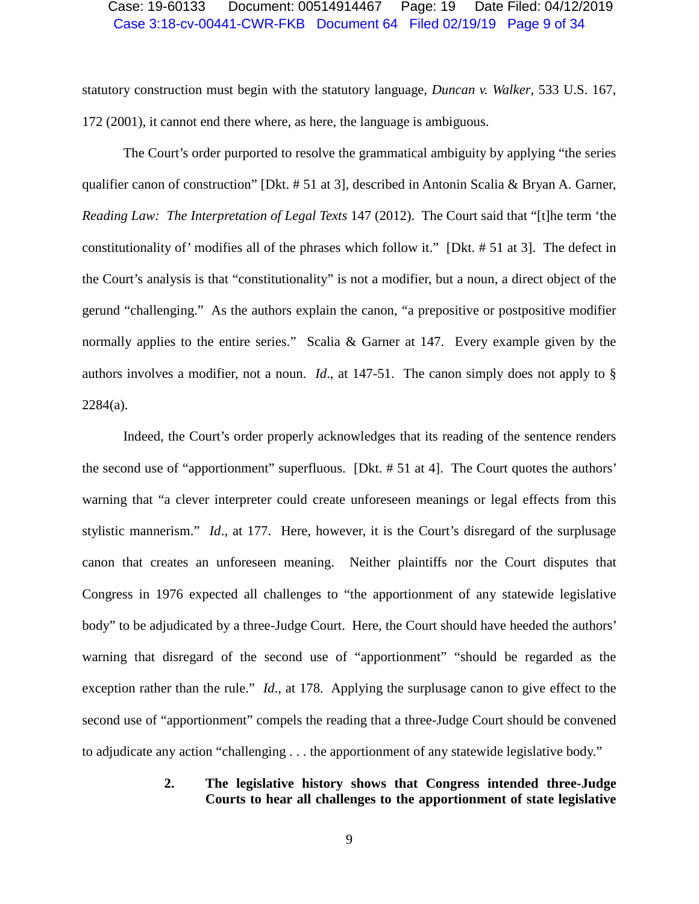statutory construction must begin with the statutory language, *Duncan v. Walker*, 533 U.S. 167, 172 (2001), it cannot end there where, as here, the language is ambiguous.

The Court's order purported to resolve the grammatical ambiguity by applying "the series qualifier canon of construction" [Dkt. # 51 at 3], described in Antonin Scalia & Bryan A. Garner, *Reading Law: The Interpretation of Legal Texts* 147 (2012). The Court said that "[t]he term 'the constitutionality of' modifies all of the phrases which follow it." [Dkt. # 51 at 3]. The defect in the Court's analysis is that "constitutionality" is not a modifier, but a noun, a direct object of the gerund "challenging." As the authors explain the canon, "a prepositive or postpositive modifier normally applies to the entire series." Scalia & Garner at 147. Every example given by the authors involves a modifier, not a noun. *Id*., at 147-51. The canon simply does not apply to § 2284(a).

Indeed, the Court's order properly acknowledges that its reading of the sentence renders the second use of "apportionment" superfluous. [Dkt. # 51 at 4]. The Court quotes the authors' warning that "a clever interpreter could create unforeseen meanings or legal effects from this stylistic mannerism." *Id*., at 177. Here, however, it is the Court's disregard of the surplusage canon that creates an unforeseen meaning. Neither plaintiffs nor the Court disputes that Congress in 1976 expected all challenges to "the apportionment of any statewide legislative body" to be adjudicated by a three-Judge Court. Here, the Court should have heeded the authors' warning that disregard of the second use of "apportionment" "should be regarded as the exception rather than the rule." *Id*., at 178. Applying the surplusage canon to give effect to the second use of "apportionment" compels the reading that a three-Judge Court should be convened to adjudicate any action "challenging . . . the apportionment of any statewide legislative body."

**2. The legislative history shows that Congress intended three-Judge Courts to hear all challenges to the apportionment of state legislative**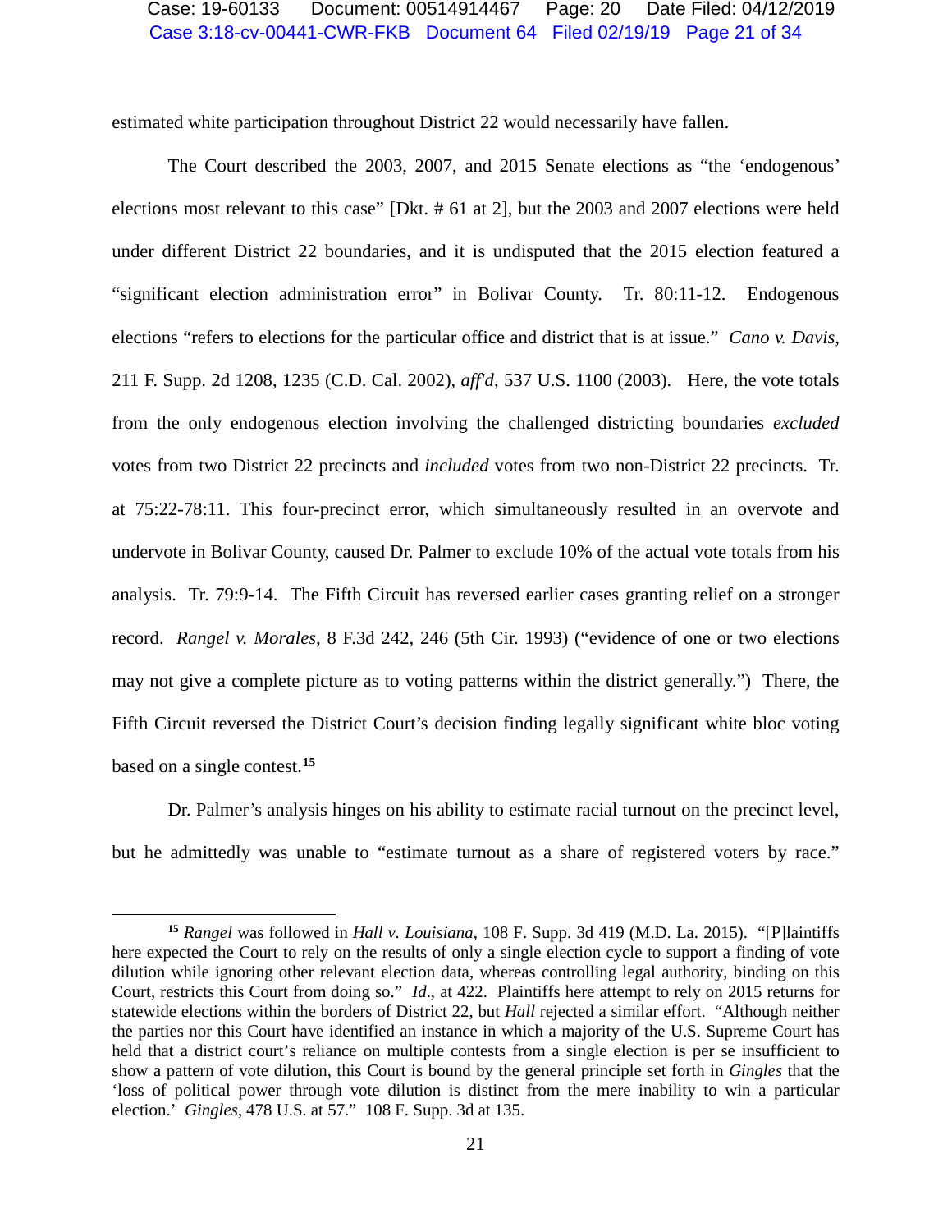estimated white participation throughout District 22 would necessarily have fallen.

The Court described the 2003, 2007, and 2015 Senate elections as "the 'endogenous' elections most relevant to this case" [Dkt. # 61 at 2], but the 2003 and 2007 elections were held under different District 22 boundaries, and it is undisputed that the 2015 election featured a "significant election administration error" in Bolivar County. Tr. 80:11-12. Endogenous elections "refers to elections for the particular office and district that is at issue." *Cano v. Davis*, 211 F. Supp. 2d 1208, 1235 (C.D. Cal. 2002), *aff'd*, 537 U.S. 1100 (2003). Here, the vote totals from the only endogenous election involving the challenged districting boundaries *excluded* votes from two District 22 precincts and *included* votes from two non-District 22 precincts. Tr. at 75:22-78:11. This four-precinct error, which simultaneously resulted in an overvote and undervote in Bolivar County, caused Dr. Palmer to exclude 10% of the actual vote totals from his analysis. Tr. 79:9-14. The Fifth Circuit has reversed earlier cases granting relief on a stronger record. *Rangel v. Morales*, 8 F.3d 242, 246 (5th Cir. 1993) ("evidence of one or two elections may not give a complete picture as to voting patterns within the district generally.") There, the Fifth Circuit reversed the District Court's decision finding legally significant white bloc voting based on a single contest.[15]

Dr. Palmer's analysis hinges on his ability to estimate racial turnout on the precinct level, but he admittedly was unable to "estimate turnout as a share of registered voters by race."

---

[15] *Rangel* was followed in *Hall v. Louisiana*, 108 F. Supp. 3d 419 (M.D. La. 2015). "[P]laintiffs here expected the Court to rely on the results of only a single election cycle to support a finding of vote dilution while ignoring other relevant election data, whereas controlling legal authority, binding on this Court, restricts this Court from doing so." *Id*., at 422. Plaintiffs here attempt to rely on 2015 returns for statewide elections within the borders of District 22, but *Hall* rejected a similar effort. "Although neither the parties nor this Court have identified an instance in which a majority of the U.S. Supreme Court has held that a district court's reliance on multiple contests from a single election is per se insufficient to show a pattern of vote dilution, this Court is bound by the general principle set forth in *Gingles* that the 'loss of political power through vote dilution is distinct from the mere inability to win a particular election.' *Gingles*, 478 U.S. at 57." 108 F. Supp. 3d at 135.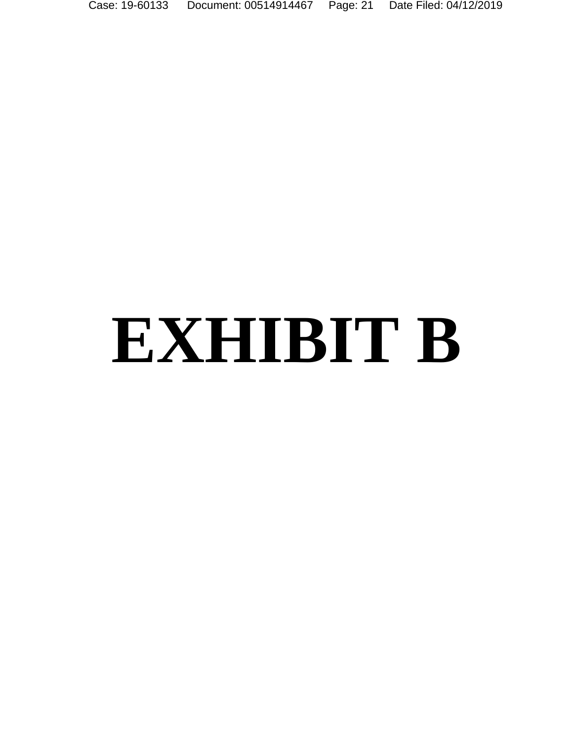# EXHIBIT B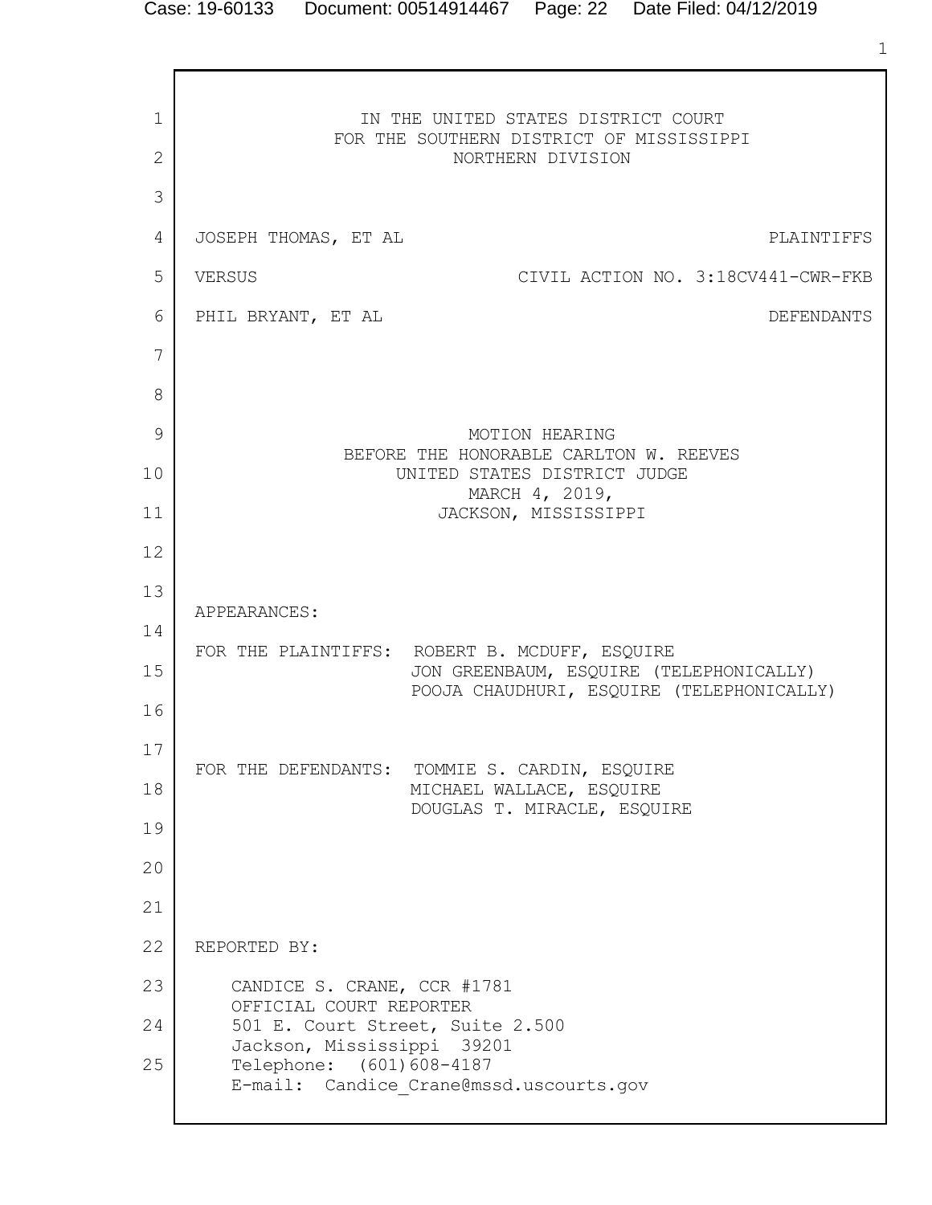IN THE UNITED STATES DISTRICT COURT
FOR THE SOUTHERN DISTRICT OF MISSISSIPPI
NORTHERN DIVISION

JOSEPH THOMAS, ET AL — PLAINTIFFS

VERSUS — CIVIL ACTION NO. 3:18CV441-CWR-FKB

PHIL BRYANT, ET AL — DEFENDANTS

MOTION HEARING
BEFORE THE HONORABLE CARLTON W. REEVES
UNITED STATES DISTRICT JUDGE
MARCH 4, 2019,
JACKSON, MISSISSIPPI

APPEARANCES:

FOR THE PLAINTIFFS: ROBERT B. MCDUFF, ESQUIRE
JON GREENBAUM, ESQUIRE (TELEPHONICALLY)
POOJA CHAUDHURI, ESQUIRE (TELEPHONICALLY)

FOR THE DEFENDANTS: TOMMIE S. CARDIN, ESQUIRE
MICHAEL WALLACE, ESQUIRE
DOUGLAS T. MIRACLE, ESQUIRE

REPORTED BY:

CANDICE S. CRANE, CCR #1781
OFFICIAL COURT REPORTER
501 E. Court Street, Suite 2.500
Jackson, Mississippi 39201
Telephone: (601)608-4187
E-mail: Candice_Crane@mssd.uscourts.gov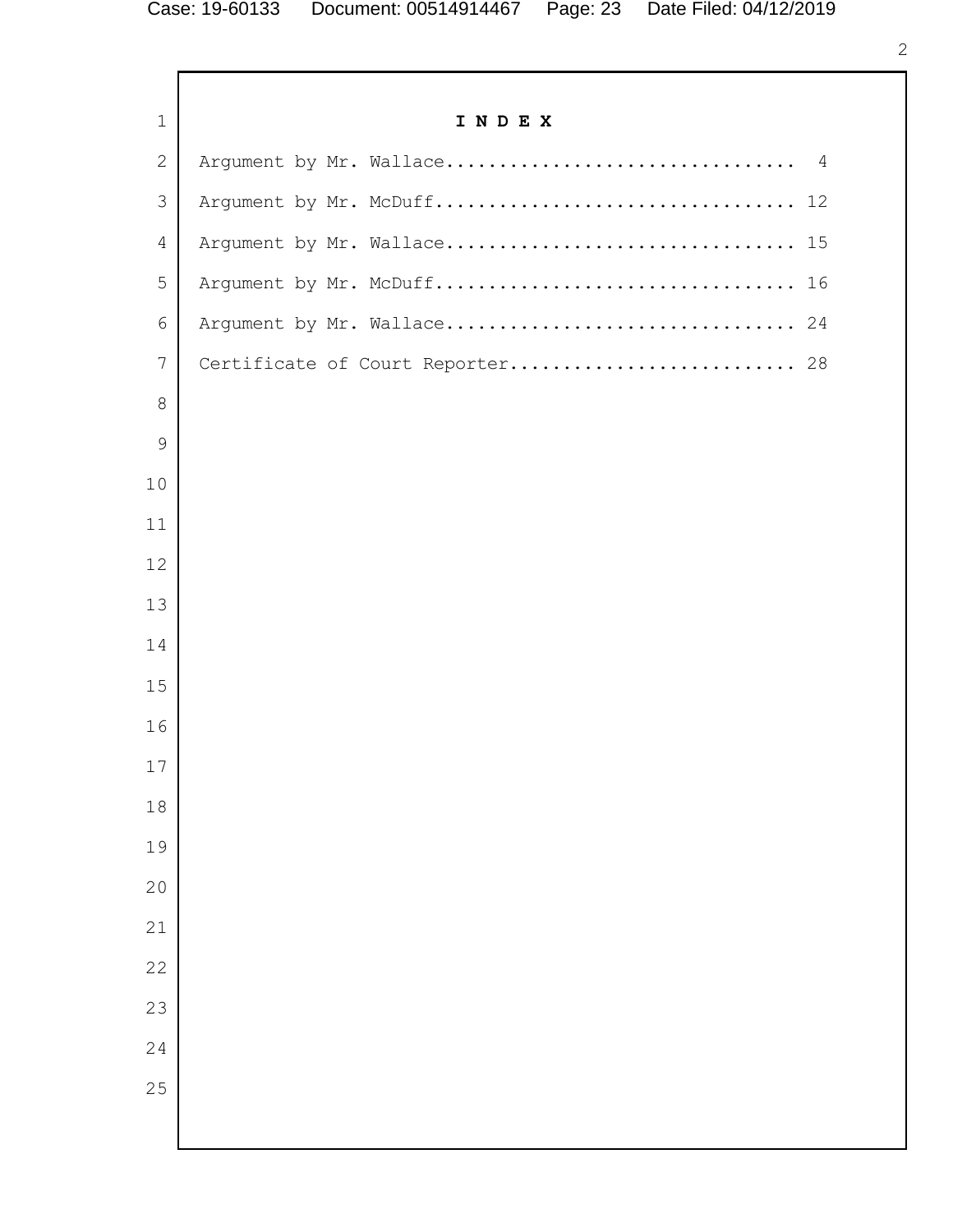# I N D E X

Argument by Mr. Wallace................................. 4

Argument by Mr. McDuff.................................. 12

Argument by Mr. Wallace................................. 15

Argument by Mr. McDuff.................................. 16

Argument by Mr. Wallace................................. 24

Certificate of Court Reporter........................... 28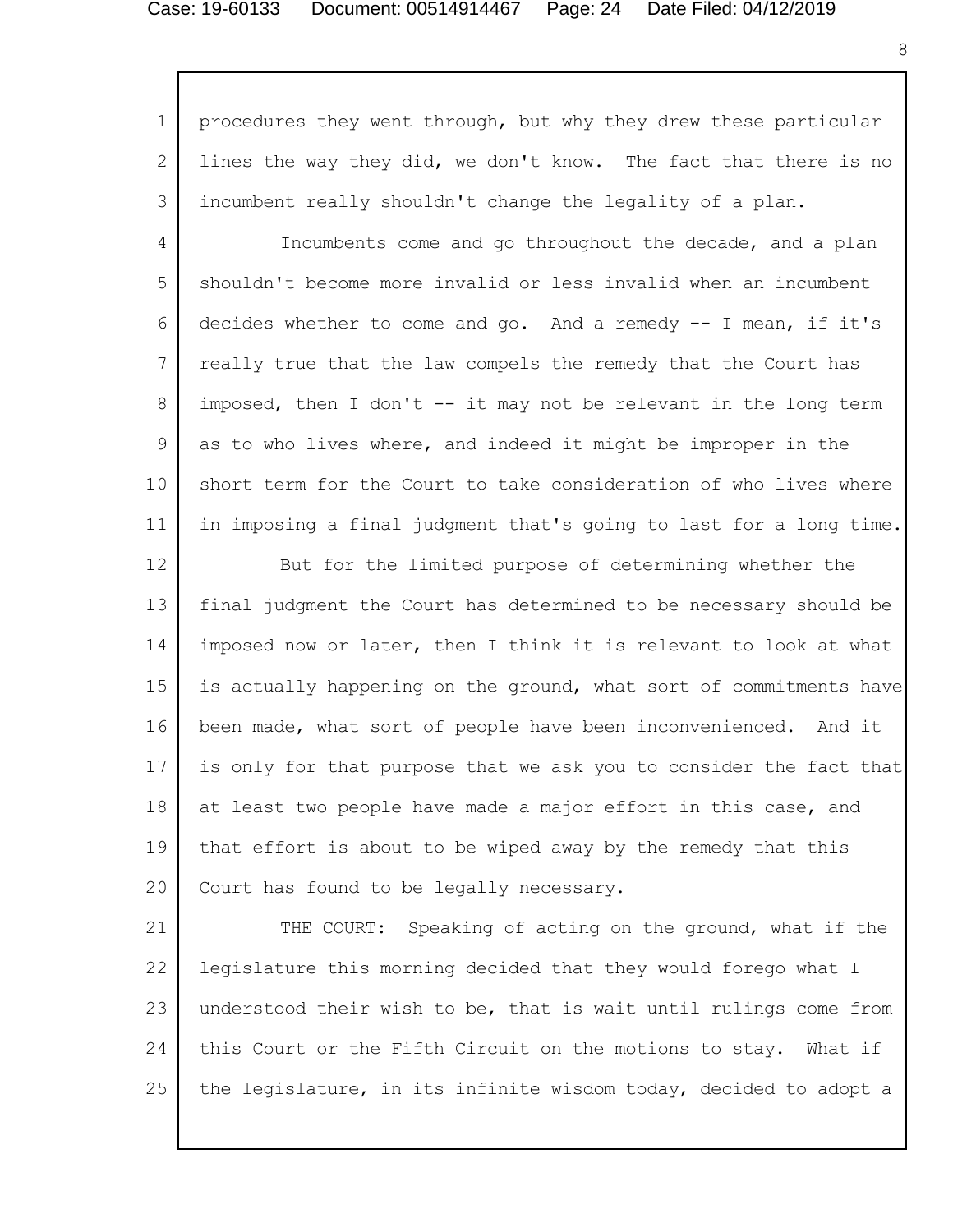procedures they went through, but why they drew these particular lines the way they did, we don't know. The fact that there is no incumbent really shouldn't change the legality of a plan.

Incumbents come and go throughout the decade, and a plan shouldn't become more invalid or less invalid when an incumbent decides whether to come and go. And a remedy -- I mean, if it's really true that the law compels the remedy that the Court has imposed, then I don't -- it may not be relevant in the long term as to who lives where, and indeed it might be improper in the short term for the Court to take consideration of who lives where in imposing a final judgment that's going to last for a long time.

But for the limited purpose of determining whether the final judgment the Court has determined to be necessary should be imposed now or later, then I think it is relevant to look at what is actually happening on the ground, what sort of commitments have been made, what sort of people have been inconvenienced. And it is only for that purpose that we ask you to consider the fact that at least two people have made a major effort in this case, and that effort is about to be wiped away by the remedy that this Court has found to be legally necessary.

THE COURT: Speaking of acting on the ground, what if the legislature this morning decided that they would forego what I understood their wish to be, that is wait until rulings come from this Court or the Fifth Circuit on the motions to stay. What if the legislature, in its infinite wisdom today, decided to adopt a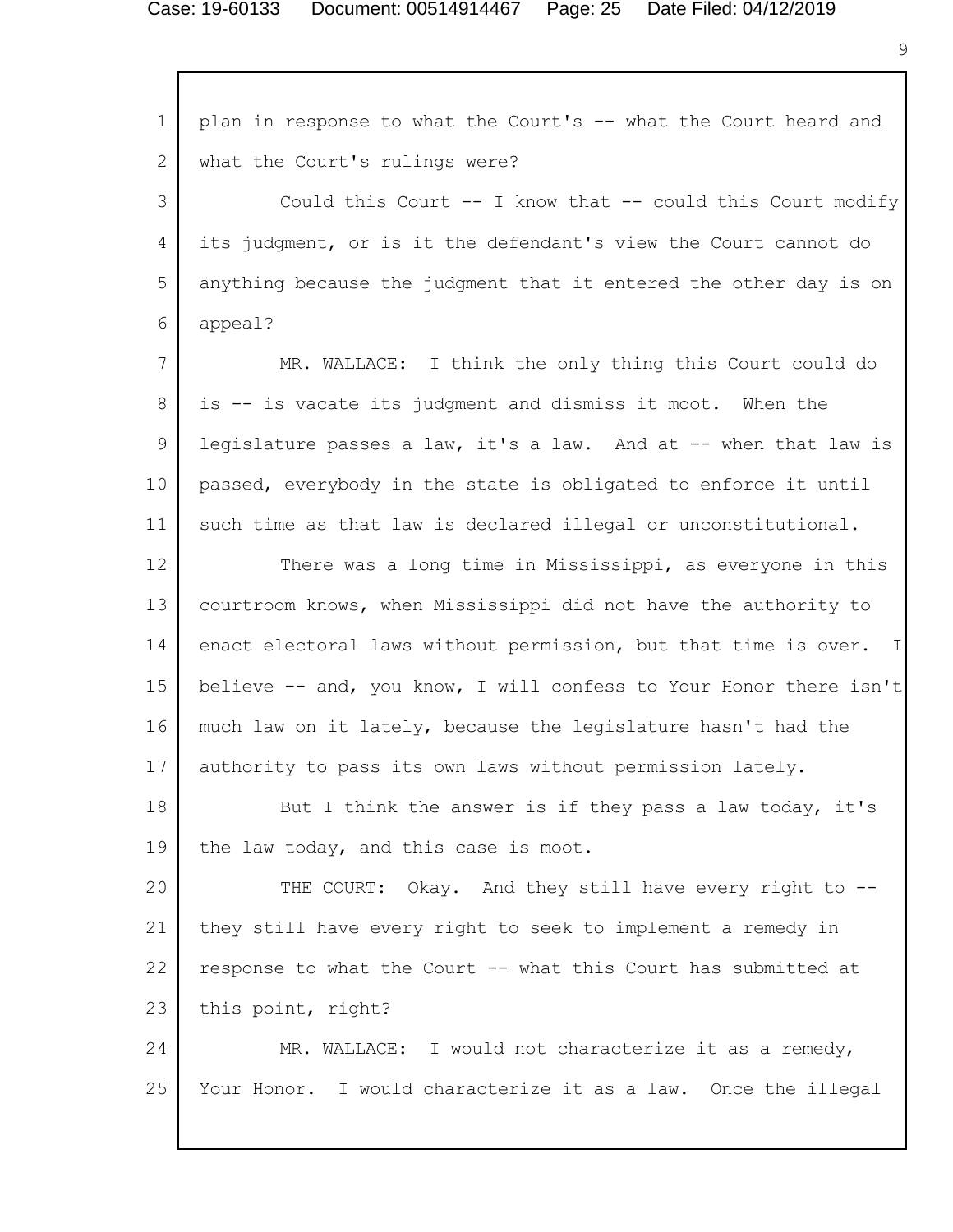plan in response to what the Court's -- what the Court heard and what the Court's rulings were?

Could this Court -- I know that -- could this Court modify its judgment, or is it the defendant's view the Court cannot do anything because the judgment that it entered the other day is on appeal?

MR. WALLACE: I think the only thing this Court could do is -- is vacate its judgment and dismiss it moot. When the legislature passes a law, it's a law. And at -- when that law is passed, everybody in the state is obligated to enforce it until such time as that law is declared illegal or unconstitutional.

There was a long time in Mississippi, as everyone in this courtroom knows, when Mississippi did not have the authority to enact electoral laws without permission, but that time is over. I believe -- and, you know, I will confess to Your Honor there isn't much law on it lately, because the legislature hasn't had the authority to pass its own laws without permission lately.

But I think the answer is if they pass a law today, it's the law today, and this case is moot.

THE COURT: Okay. And they still have every right to -- they still have every right to seek to implement a remedy in response to what the Court -- what this Court has submitted at this point, right?

MR. WALLACE: I would not characterize it as a remedy, Your Honor. I would characterize it as a law. Once the illegal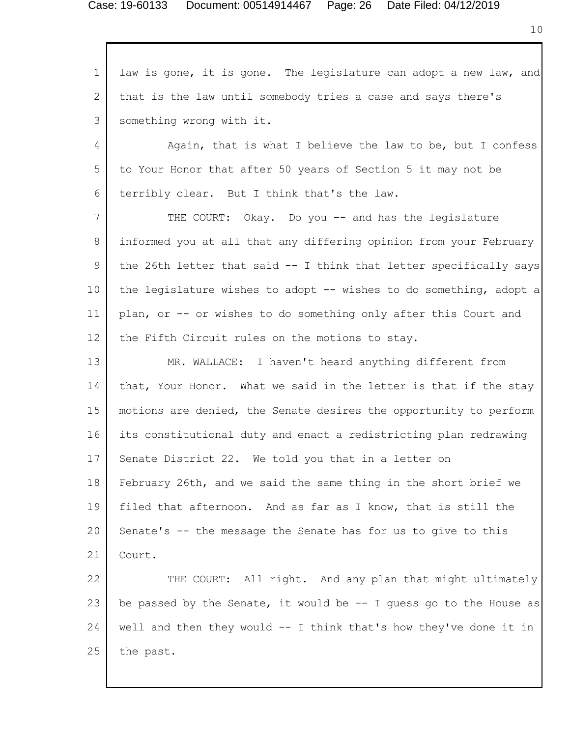law is gone, it is gone. The legislature can adopt a new law, and that is the law until somebody tries a case and says there's something wrong with it.

Again, that is what I believe the law to be, but I confess to Your Honor that after 50 years of Section 5 it may not be terribly clear. But I think that's the law.

THE COURT: Okay. Do you -- and has the legislature informed you at all that any differing opinion from your February the 26th letter that said -- I think that letter specifically says the legislature wishes to adopt -- wishes to do something, adopt a plan, or -- or wishes to do something only after this Court and the Fifth Circuit rules on the motions to stay.

MR. WALLACE: I haven't heard anything different from that, Your Honor. What we said in the letter is that if the stay motions are denied, the Senate desires the opportunity to perform its constitutional duty and enact a redistricting plan redrawing Senate District 22. We told you that in a letter on February 26th, and we said the same thing in the short brief we filed that afternoon. And as far as I know, that is still the Senate's -- the message the Senate has for us to give to this Court.

THE COURT: All right. And any plan that might ultimately be passed by the Senate, it would be -- I guess go to the House as well and then they would -- I think that's how they've done it in the past.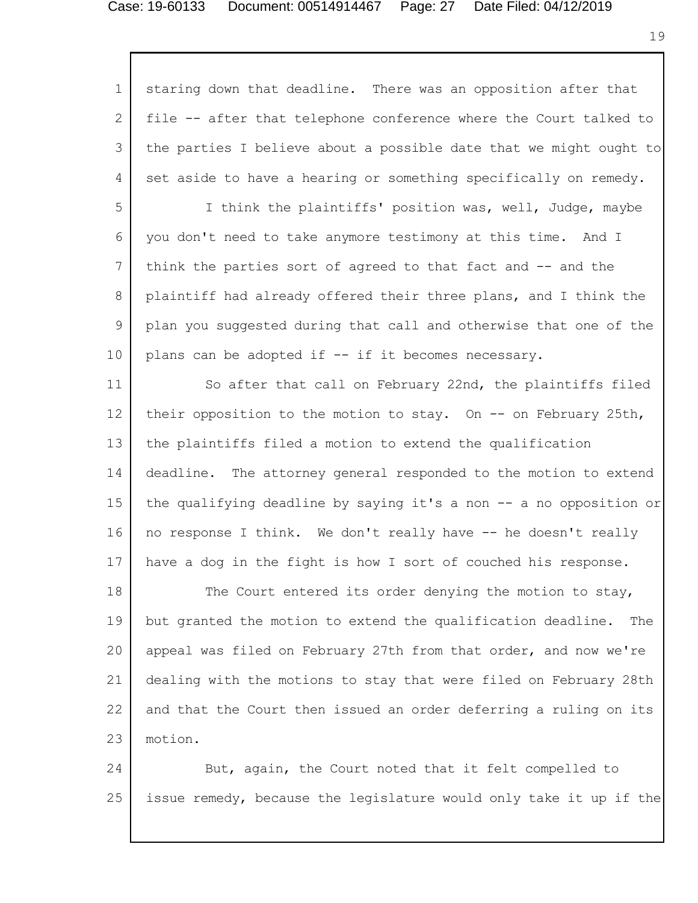staring down that deadline. There was an opposition after that file -- after that telephone conference where the Court talked to the parties I believe about a possible date that we might ought to set aside to have a hearing or something specifically on remedy.

I think the plaintiffs' position was, well, Judge, maybe you don't need to take anymore testimony at this time. And I think the parties sort of agreed to that fact and -- and the plaintiff had already offered their three plans, and I think the plan you suggested during that call and otherwise that one of the plans can be adopted if -- if it becomes necessary.

So after that call on February 22nd, the plaintiffs filed their opposition to the motion to stay. On -- on February 25th, the plaintiffs filed a motion to extend the qualification deadline. The attorney general responded to the motion to extend the qualifying deadline by saying it's a non -- a no opposition or no response I think. We don't really have -- he doesn't really have a dog in the fight is how I sort of couched his response.

The Court entered its order denying the motion to stay, but granted the motion to extend the qualification deadline. The appeal was filed on February 27th from that order, and now we're dealing with the motions to stay that were filed on February 28th and that the Court then issued an order deferring a ruling on its motion.

But, again, the Court noted that it felt compelled to issue remedy, because the legislature would only take it up if the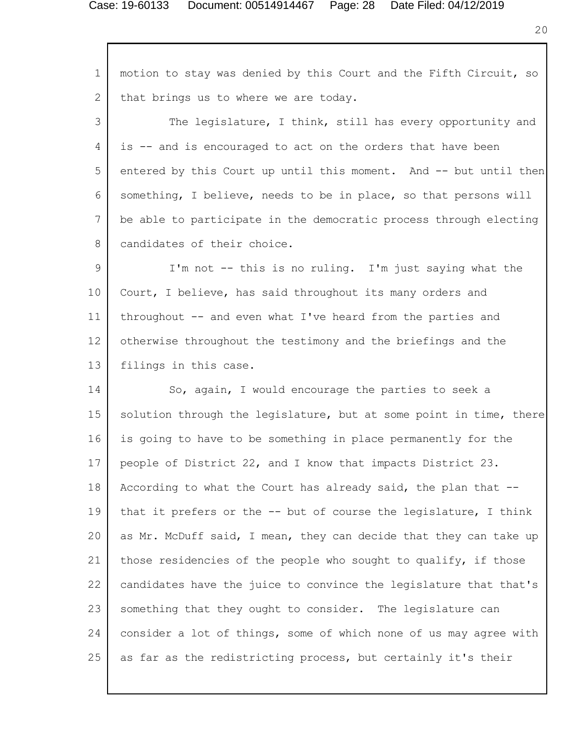motion to stay was denied by this Court and the Fifth Circuit, so that brings us to where we are today.

The legislature, I think, still has every opportunity and is -- and is encouraged to act on the orders that have been entered by this Court up until this moment. And -- but until then something, I believe, needs to be in place, so that persons will be able to participate in the democratic process through electing candidates of their choice.

I'm not -- this is no ruling. I'm just saying what the Court, I believe, has said throughout its many orders and throughout -- and even what I've heard from the parties and otherwise throughout the testimony and the briefings and the filings in this case.

So, again, I would encourage the parties to seek a solution through the legislature, but at some point in time, there is going to have to be something in place permanently for the people of District 22, and I know that impacts District 23. According to what the Court has already said, the plan that -- that it prefers or the -- but of course the legislature, I think as Mr. McDuff said, I mean, they can decide that they can take up those residencies of the people who sought to qualify, if those candidates have the juice to convince the legislature that that's something that they ought to consider. The legislature can consider a lot of things, some of which none of us may agree with as far as the redistricting process, but certainly it's their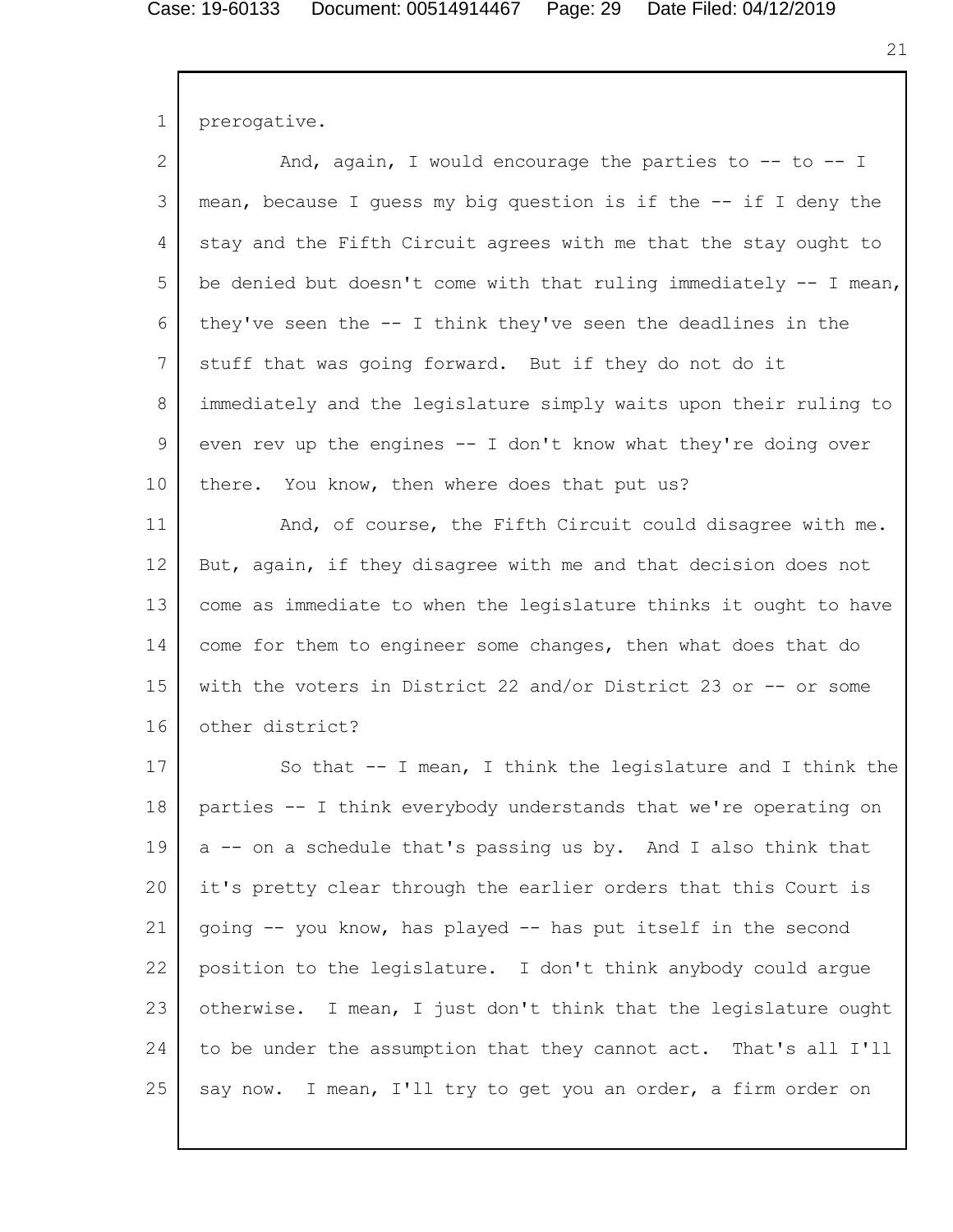prerogative.

And, again, I would encourage the parties to -- to -- I mean, because I guess my big question is if the -- if I deny the stay and the Fifth Circuit agrees with me that the stay ought to be denied but doesn't come with that ruling immediately -- I mean, they've seen the -- I think they've seen the deadlines in the stuff that was going forward. But if they do not do it immediately and the legislature simply waits upon their ruling to even rev up the engines -- I don't know what they're doing over there. You know, then where does that put us?

And, of course, the Fifth Circuit could disagree with me. But, again, if they disagree with me and that decision does not come as immediate to when the legislature thinks it ought to have come for them to engineer some changes, then what does that do with the voters in District 22 and/or District 23 or -- or some other district?

So that -- I mean, I think the legislature and I think the parties -- I think everybody understands that we're operating on a -- on a schedule that's passing us by. And I also think that it's pretty clear through the earlier orders that this Court is going -- you know, has played -- has put itself in the second position to the legislature. I don't think anybody could argue otherwise. I mean, I just don't think that the legislature ought to be under the assumption that they cannot act. That's all I'll say now. I mean, I'll try to get you an order, a firm order on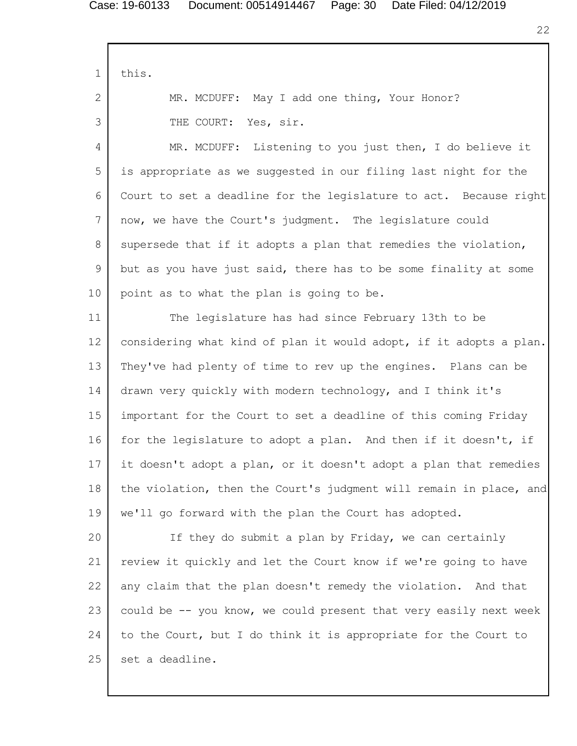this.

MR. MCDUFF: May I add one thing, Your Honor?

THE COURT: Yes, sir.

MR. MCDUFF: Listening to you just then, I do believe it is appropriate as we suggested in our filing last night for the Court to set a deadline for the legislature to act. Because right now, we have the Court's judgment. The legislature could supersede that if it adopts a plan that remedies the violation, but as you have just said, there has to be some finality at some point as to what the plan is going to be.

The legislature has had since February 13th to be considering what kind of plan it would adopt, if it adopts a plan. They've had plenty of time to rev up the engines. Plans can be drawn very quickly with modern technology, and I think it's important for the Court to set a deadline of this coming Friday for the legislature to adopt a plan. And then if it doesn't, if it doesn't adopt a plan, or it doesn't adopt a plan that remedies the violation, then the Court's judgment will remain in place, and we'll go forward with the plan the Court has adopted.

If they do submit a plan by Friday, we can certainly review it quickly and let the Court know if we're going to have any claim that the plan doesn't remedy the violation. And that could be -- you know, we could present that very easily next week to the Court, but I do think it is appropriate for the Court to set a deadline.